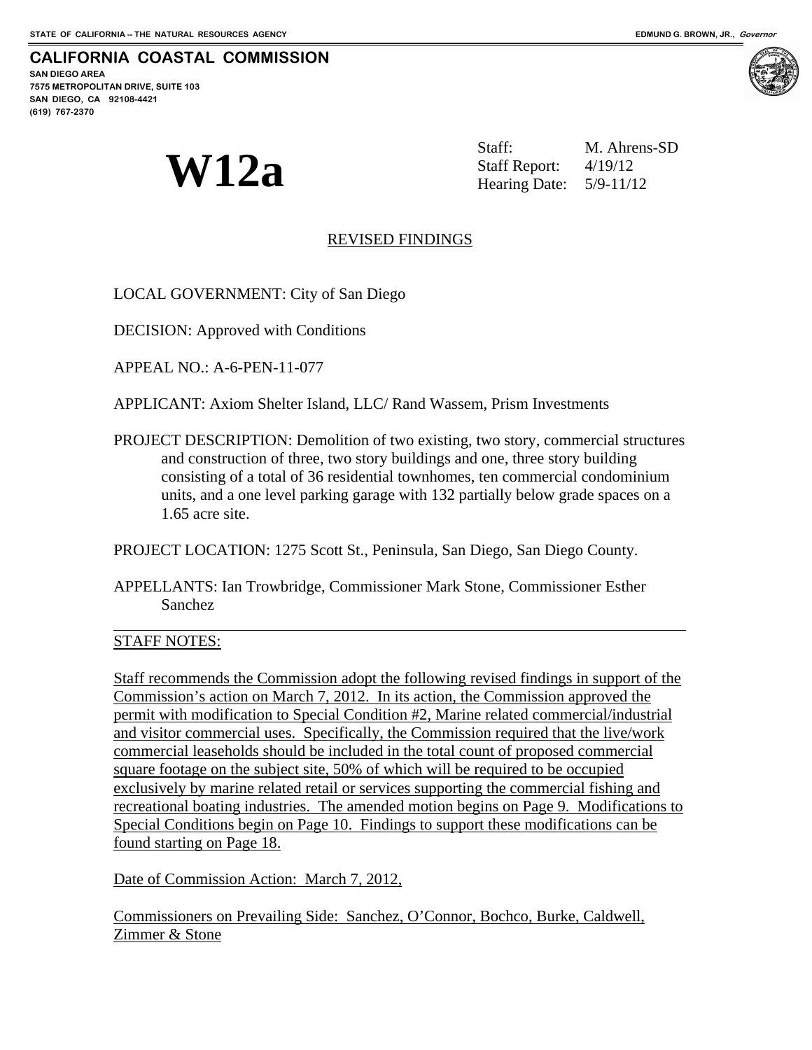STATE OF CALIFORNIA -- THE NATURAL RESOURCES AGENCY

EDMUND G. BROWN, JR., *Governor*

**CALIFORNIA COASTAL COMMISSION**

SAN DIEGO AREA
7575 METROPOLITAN DRIVE, SUITE 103
SAN DIEGO, CA 92108-4421
(619) 767-2370

# W12a

Staff: M. Ahrens-SD
Staff Report: 4/19/12
Hearing Date: 5/9-11/12

## REVISED FINDINGS

LOCAL GOVERNMENT: City of San Diego

DECISION: Approved with Conditions

APPEAL NO.: A-6-PEN-11-077

APPLICANT: Axiom Shelter Island, LLC/ Rand Wassem, Prism Investments

PROJECT DESCRIPTION: Demolition of two existing, two story, commercial structures and construction of three, two story buildings and one, three story building consisting of a total of 36 residential townhomes, ten commercial condominium units, and a one level parking garage with 132 partially below grade spaces on a 1.65 acre site.

PROJECT LOCATION: 1275 Scott St., Peninsula, San Diego, San Diego County.

APPELLANTS: Ian Trowbridge, Commissioner Mark Stone, Commissioner Esther Sanchez

---

STAFF NOTES:

Staff recommends the Commission adopt the following revised findings in support of the Commission's action on March 7, 2012. In its action, the Commission approved the permit with modification to Special Condition #2, Marine related commercial/industrial and visitor commercial uses. Specifically, the Commission required that the live/work commercial leaseholds should be included in the total count of proposed commercial square footage on the subject site, 50% of which will be required to be occupied exclusively by marine related retail or services supporting the commercial fishing and recreational boating industries. The amended motion begins on Page 9. Modifications to Special Conditions begin on Page 10. Findings to support these modifications can be found starting on Page 18.

Date of Commission Action: March 7, 2012,

Commissioners on Prevailing Side: Sanchez, O'Connor, Bochco, Burke, Caldwell, Zimmer & Stone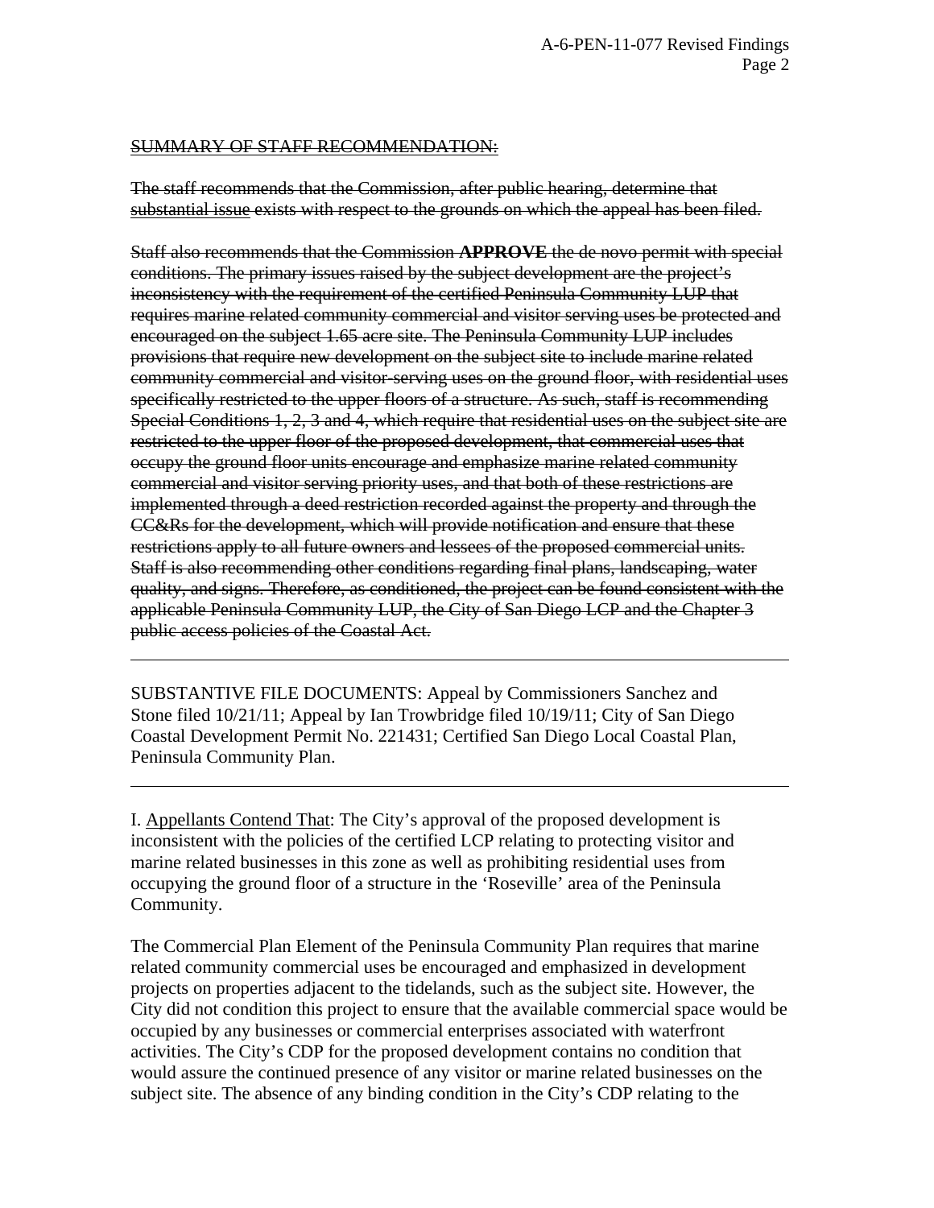~~SUMMARY OF STAFF RECOMMENDATION:~~

~~The staff recommends that the Commission, after public hearing, determine that substantial issue exists with respect to the grounds on which the appeal has been filed.~~

~~Staff also recommends that the Commission **APPROVE** the de novo permit with special conditions. The primary issues raised by the subject development are the project's inconsistency with the requirement of the certified Peninsula Community LUP that requires marine related community commercial and visitor serving uses be protected and encouraged on the subject 1.65 acre site. The Peninsula Community LUP includes provisions that require new development on the subject site to include marine related community commercial and visitor-serving uses on the ground floor, with residential uses specifically restricted to the upper floors of a structure. As such, staff is recommending Special Conditions 1, 2, 3 and 4, which require that residential uses on the subject site are restricted to the upper floor of the proposed development, that commercial uses that occupy the ground floor units encourage and emphasize marine related community commercial and visitor serving priority uses, and that both of these restrictions are implemented through a deed restriction recorded against the property and through the CC&Rs for the development, which will provide notification and ensure that these restrictions apply to all future owners and lessees of the proposed commercial units. Staff is also recommending other conditions regarding final plans, landscaping, water quality, and signs. Therefore, as conditioned, the project can be found consistent with the applicable Peninsula Community LUP, the City of San Diego LCP and the Chapter 3 public access policies of the Coastal Act.~~

---

SUBSTANTIVE FILE DOCUMENTS: Appeal by Commissioners Sanchez and Stone filed 10/21/11; Appeal by Ian Trowbridge filed 10/19/11; City of San Diego Coastal Development Permit No. 221431; Certified San Diego Local Coastal Plan, Peninsula Community Plan.

---

I. <u>Appellants Contend That</u>: The City's approval of the proposed development is inconsistent with the policies of the certified LCP relating to protecting visitor and marine related businesses in this zone as well as prohibiting residential uses from occupying the ground floor of a structure in the 'Roseville' area of the Peninsula Community.

The Commercial Plan Element of the Peninsula Community Plan requires that marine related community commercial uses be encouraged and emphasized in development projects on properties adjacent to the tidelands, such as the subject site. However, the City did not condition this project to ensure that the available commercial space would be occupied by any businesses or commercial enterprises associated with waterfront activities. The City's CDP for the proposed development contains no condition that would assure the continued presence of any visitor or marine related businesses on the subject site. The absence of any binding condition in the City's CDP relating to the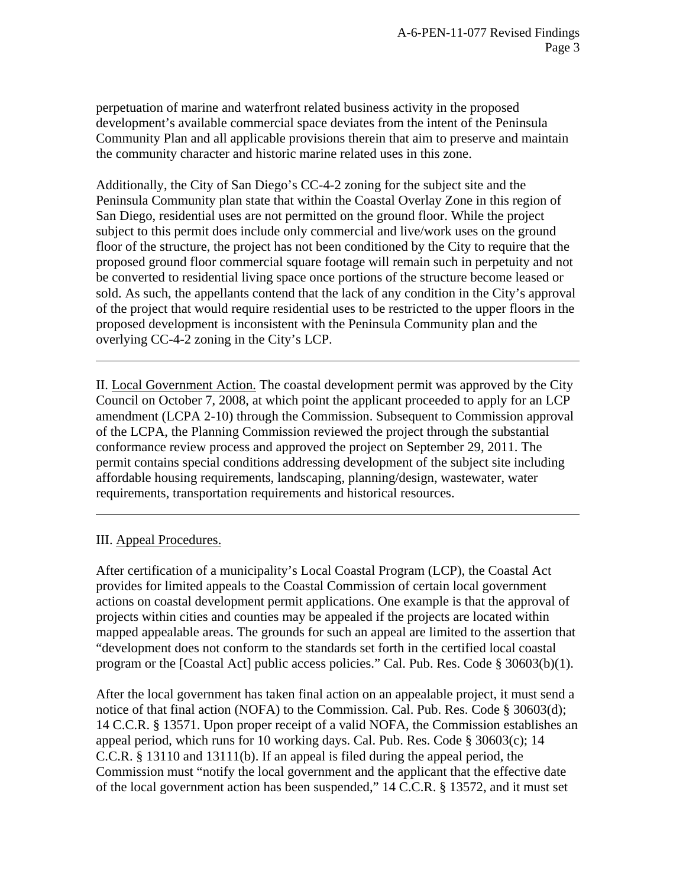perpetuation of marine and waterfront related business activity in the proposed development's available commercial space deviates from the intent of the Peninsula Community Plan and all applicable provisions therein that aim to preserve and maintain the community character and historic marine related uses in this zone.

Additionally, the City of San Diego's CC-4-2 zoning for the subject site and the Peninsula Community plan state that within the Coastal Overlay Zone in this region of San Diego, residential uses are not permitted on the ground floor. While the project subject to this permit does include only commercial and live/work uses on the ground floor of the structure, the project has not been conditioned by the City to require that the proposed ground floor commercial square footage will remain such in perpetuity and not be converted to residential living space once portions of the structure become leased or sold. As such, the appellants contend that the lack of any condition in the City's approval of the project that would require residential uses to be restricted to the upper floors in the proposed development is inconsistent with the Peninsula Community plan and the overlying CC-4-2 zoning in the City's LCP.

---

II. Local Government Action. The coastal development permit was approved by the City Council on October 7, 2008, at which point the applicant proceeded to apply for an LCP amendment (LCPA 2-10) through the Commission. Subsequent to Commission approval of the LCPA, the Planning Commission reviewed the project through the substantial conformance review process and approved the project on September 29, 2011. The permit contains special conditions addressing development of the subject site including affordable housing requirements, landscaping, planning/design, wastewater, water requirements, transportation requirements and historical resources.

---

III. Appeal Procedures.

After certification of a municipality's Local Coastal Program (LCP), the Coastal Act provides for limited appeals to the Coastal Commission of certain local government actions on coastal development permit applications. One example is that the approval of projects within cities and counties may be appealed if the projects are located within mapped appealable areas. The grounds for such an appeal are limited to the assertion that "development does not conform to the standards set forth in the certified local coastal program or the [Coastal Act] public access policies." Cal. Pub. Res. Code § 30603(b)(1).

After the local government has taken final action on an appealable project, it must send a notice of that final action (NOFA) to the Commission. Cal. Pub. Res. Code § 30603(d); 14 C.C.R. § 13571. Upon proper receipt of a valid NOFA, the Commission establishes an appeal period, which runs for 10 working days. Cal. Pub. Res. Code § 30603(c); 14 C.C.R. § 13110 and 13111(b). If an appeal is filed during the appeal period, the Commission must "notify the local government and the applicant that the effective date of the local government action has been suspended," 14 C.C.R. § 13572, and it must set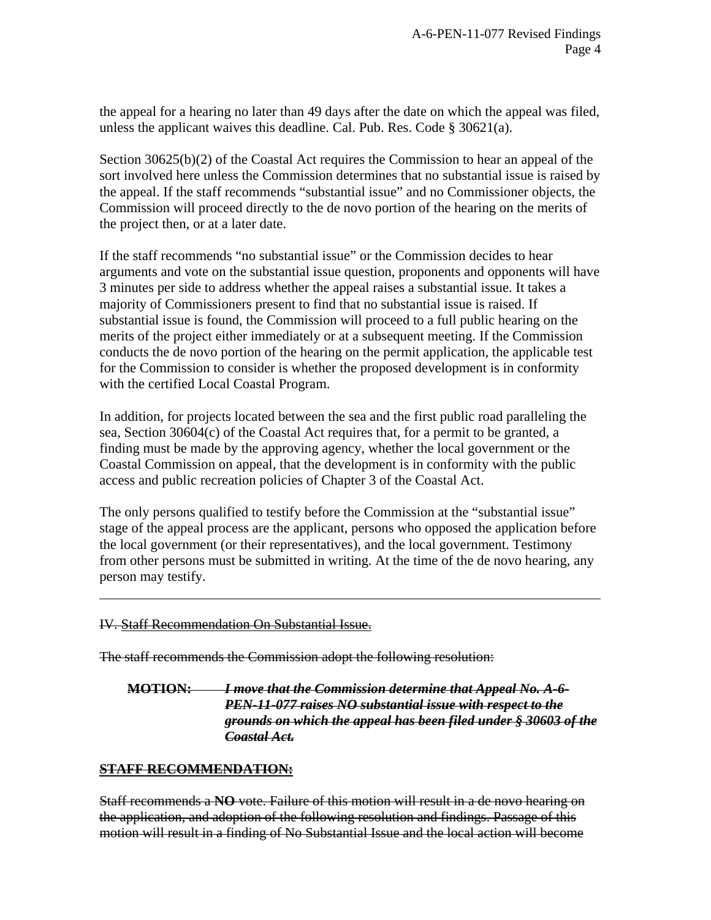the appeal for a hearing no later than 49 days after the date on which the appeal was filed, unless the applicant waives this deadline. Cal. Pub. Res. Code § 30621(a).

Section 30625(b)(2) of the Coastal Act requires the Commission to hear an appeal of the sort involved here unless the Commission determines that no substantial issue is raised by the appeal. If the staff recommends "substantial issue" and no Commissioner objects, the Commission will proceed directly to the de novo portion of the hearing on the merits of the project then, or at a later date.

If the staff recommends "no substantial issue" or the Commission decides to hear arguments and vote on the substantial issue question, proponents and opponents will have 3 minutes per side to address whether the appeal raises a substantial issue. It takes a majority of Commissioners present to find that no substantial issue is raised. If substantial issue is found, the Commission will proceed to a full public hearing on the merits of the project either immediately or at a subsequent meeting. If the Commission conducts the de novo portion of the hearing on the permit application, the applicable test for the Commission to consider is whether the proposed development is in conformity with the certified Local Coastal Program.

In addition, for projects located between the sea and the first public road paralleling the sea, Section 30604(c) of the Coastal Act requires that, for a permit to be granted, a finding must be made by the approving agency, whether the local government or the Coastal Commission on appeal, that the development is in conformity with the public access and public recreation policies of Chapter 3 of the Coastal Act.

The only persons qualified to testify before the Commission at the "substantial issue" stage of the appeal process are the applicant, persons who opposed the application before the local government (or their representatives), and the local government. Testimony from other persons must be submitted in writing. At the time of the de novo hearing, any person may testify.

---

~~IV. Staff Recommendation On Substantial Issue.~~

~~The staff recommends the Commission adopt the following resolution:~~

> ~~**MOTION:**~~ ~~***I move that the Commission determine that Appeal No. A-6-PEN-11-077 raises NO substantial issue with respect to the grounds on which the appeal has been filed under § 30603 of the Coastal Act.***~~

~~**STAFF RECOMMENDATION:**~~

~~Staff recommends a **NO** vote. Failure of this motion will result in a de novo hearing on the application, and adoption of the following resolution and findings. Passage of this motion will result in a finding of No Substantial Issue and the local action will become~~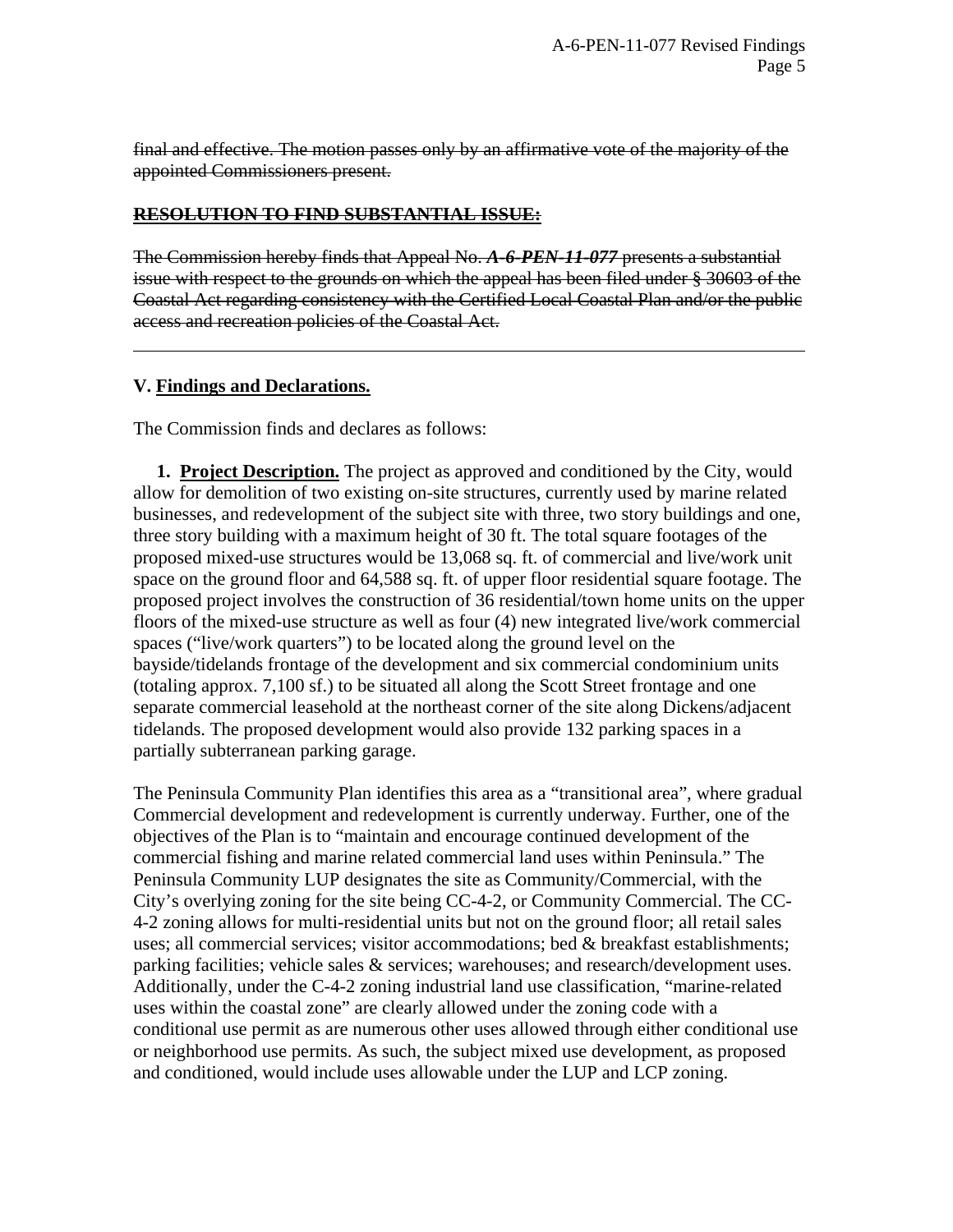~~final and effective. The motion passes only by an affirmative vote of the majority of the appointed Commissioners present.~~

~~**RESOLUTION TO FIND SUBSTANTIAL ISSUE:**~~

~~The Commission hereby finds that Appeal No. ***A-6-PEN-11-077*** presents a substantial issue with respect to the grounds on which the appeal has been filed under § 30603 of the Coastal Act regarding consistency with the Certified Local Coastal Plan and/or the public access and recreation policies of the Coastal Act.~~

---

## V. Findings and Declarations.

The Commission finds and declares as follows:

**1. Project Description.** The project as approved and conditioned by the City, would allow for demolition of two existing on-site structures, currently used by marine related businesses, and redevelopment of the subject site with three, two story buildings and one, three story building with a maximum height of 30 ft. The total square footages of the proposed mixed-use structures would be 13,068 sq. ft. of commercial and live/work unit space on the ground floor and 64,588 sq. ft. of upper floor residential square footage. The proposed project involves the construction of 36 residential/town home units on the upper floors of the mixed-use structure as well as four (4) new integrated live/work commercial spaces ("live/work quarters") to be located along the ground level on the bayside/tidelands frontage of the development and six commercial condominium units (totaling approx. 7,100 sf.) to be situated all along the Scott Street frontage and one separate commercial leasehold at the northeast corner of the site along Dickens/adjacent tidelands. The proposed development would also provide 132 parking spaces in a partially subterranean parking garage.

The Peninsula Community Plan identifies this area as a "transitional area", where gradual Commercial development and redevelopment is currently underway. Further, one of the objectives of the Plan is to "maintain and encourage continued development of the commercial fishing and marine related commercial land uses within Peninsula." The Peninsula Community LUP designates the site as Community/Commercial, with the City's overlying zoning for the site being CC-4-2, or Community Commercial. The CC-4-2 zoning allows for multi-residential units but not on the ground floor; all retail sales uses; all commercial services; visitor accommodations; bed & breakfast establishments; parking facilities; vehicle sales & services; warehouses; and research/development uses. Additionally, under the C-4-2 zoning industrial land use classification, "marine-related uses within the coastal zone" are clearly allowed under the zoning code with a conditional use permit as are numerous other uses allowed through either conditional use or neighborhood use permits. As such, the subject mixed use development, as proposed and conditioned, would include uses allowable under the LUP and LCP zoning.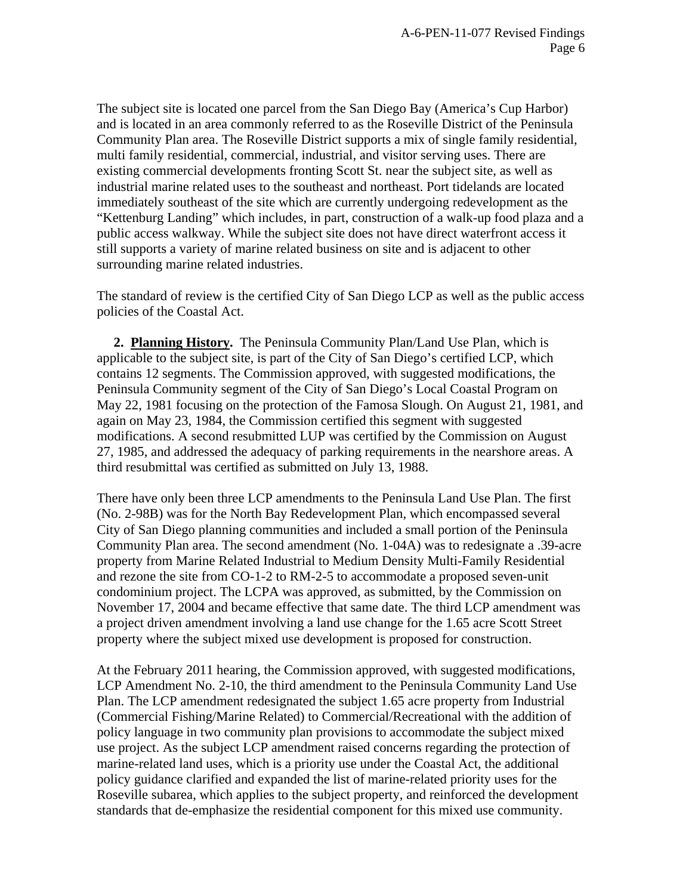The subject site is located one parcel from the San Diego Bay (America's Cup Harbor) and is located in an area commonly referred to as the Roseville District of the Peninsula Community Plan area. The Roseville District supports a mix of single family residential, multi family residential, commercial, industrial, and visitor serving uses. There are existing commercial developments fronting Scott St. near the subject site, as well as industrial marine related uses to the southeast and northeast. Port tidelands are located immediately southeast of the site which are currently undergoing redevelopment as the "Kettenburg Landing" which includes, in part, construction of a walk-up food plaza and a public access walkway. While the subject site does not have direct waterfront access it still supports a variety of marine related business on site and is adjacent to other surrounding marine related industries.

The standard of review is the certified City of San Diego LCP as well as the public access policies of the Coastal Act.

**2. Planning History.** The Peninsula Community Plan/Land Use Plan, which is applicable to the subject site, is part of the City of San Diego's certified LCP, which contains 12 segments. The Commission approved, with suggested modifications, the Peninsula Community segment of the City of San Diego's Local Coastal Program on May 22, 1981 focusing on the protection of the Famosa Slough. On August 21, 1981, and again on May 23, 1984, the Commission certified this segment with suggested modifications. A second resubmitted LUP was certified by the Commission on August 27, 1985, and addressed the adequacy of parking requirements in the nearshore areas. A third resubmittal was certified as submitted on July 13, 1988.

There have only been three LCP amendments to the Peninsula Land Use Plan. The first (No. 2-98B) was for the North Bay Redevelopment Plan, which encompassed several City of San Diego planning communities and included a small portion of the Peninsula Community Plan area. The second amendment (No. 1-04A) was to redesignate a .39-acre property from Marine Related Industrial to Medium Density Multi-Family Residential and rezone the site from CO-1-2 to RM-2-5 to accommodate a proposed seven-unit condominium project. The LCPA was approved, as submitted, by the Commission on November 17, 2004 and became effective that same date. The third LCP amendment was a project driven amendment involving a land use change for the 1.65 acre Scott Street property where the subject mixed use development is proposed for construction.

At the February 2011 hearing, the Commission approved, with suggested modifications, LCP Amendment No. 2-10, the third amendment to the Peninsula Community Land Use Plan. The LCP amendment redesignated the subject 1.65 acre property from Industrial (Commercial Fishing/Marine Related) to Commercial/Recreational with the addition of policy language in two community plan provisions to accommodate the subject mixed use project. As the subject LCP amendment raised concerns regarding the protection of marine-related land uses, which is a priority use under the Coastal Act, the additional policy guidance clarified and expanded the list of marine-related priority uses for the Roseville subarea, which applies to the subject property, and reinforced the development standards that de-emphasize the residential component for this mixed use community.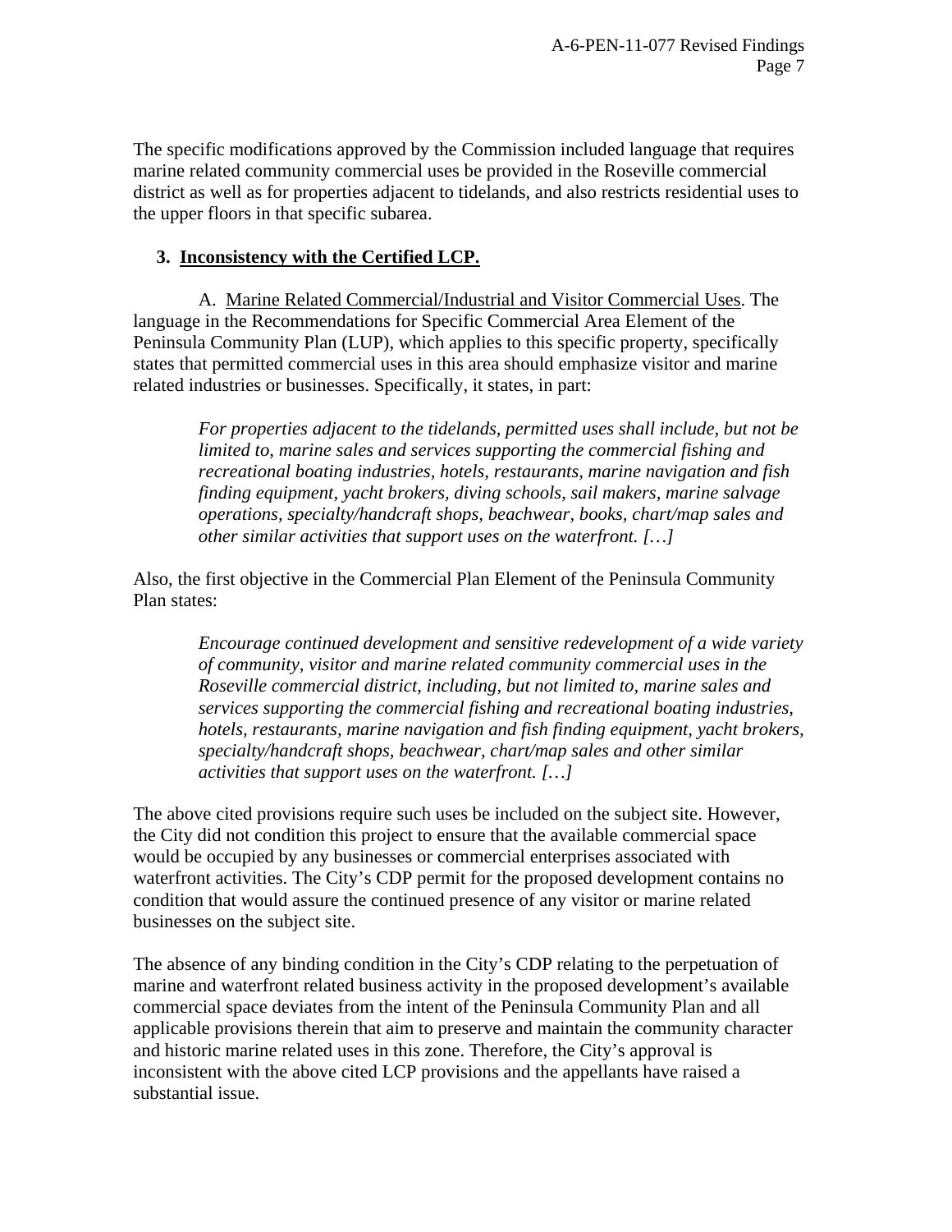The specific modifications approved by the Commission included language that requires marine related community commercial uses be provided in the Roseville commercial district as well as for properties adjacent to tidelands, and also restricts residential uses to the upper floors in that specific subarea.

**3. Inconsistency with the Certified LCP.**

A. Marine Related Commercial/Industrial and Visitor Commercial Uses. The language in the Recommendations for Specific Commercial Area Element of the Peninsula Community Plan (LUP), which applies to this specific property, specifically states that permitted commercial uses in this area should emphasize visitor and marine related industries or businesses. Specifically, it states, in part:

> *For properties adjacent to the tidelands, permitted uses shall include, but not be limited to, marine sales and services supporting the commercial fishing and recreational boating industries, hotels, restaurants, marine navigation and fish finding equipment, yacht brokers, diving schools, sail makers, marine salvage operations, specialty/handcraft shops, beachwear, books, chart/map sales and other similar activities that support uses on the waterfront. […]*

Also, the first objective in the Commercial Plan Element of the Peninsula Community Plan states:

> *Encourage continued development and sensitive redevelopment of a wide variety of community, visitor and marine related community commercial uses in the Roseville commercial district, including, but not limited to, marine sales and services supporting the commercial fishing and recreational boating industries, hotels, restaurants, marine navigation and fish finding equipment, yacht brokers, specialty/handcraft shops, beachwear, chart/map sales and other similar activities that support uses on the waterfront. […]*

The above cited provisions require such uses be included on the subject site. However, the City did not condition this project to ensure that the available commercial space would be occupied by any businesses or commercial enterprises associated with waterfront activities. The City's CDP permit for the proposed development contains no condition that would assure the continued presence of any visitor or marine related businesses on the subject site.

The absence of any binding condition in the City's CDP relating to the perpetuation of marine and waterfront related business activity in the proposed development's available commercial space deviates from the intent of the Peninsula Community Plan and all applicable provisions therein that aim to preserve and maintain the community character and historic marine related uses in this zone. Therefore, the City's approval is inconsistent with the above cited LCP provisions and the appellants have raised a substantial issue.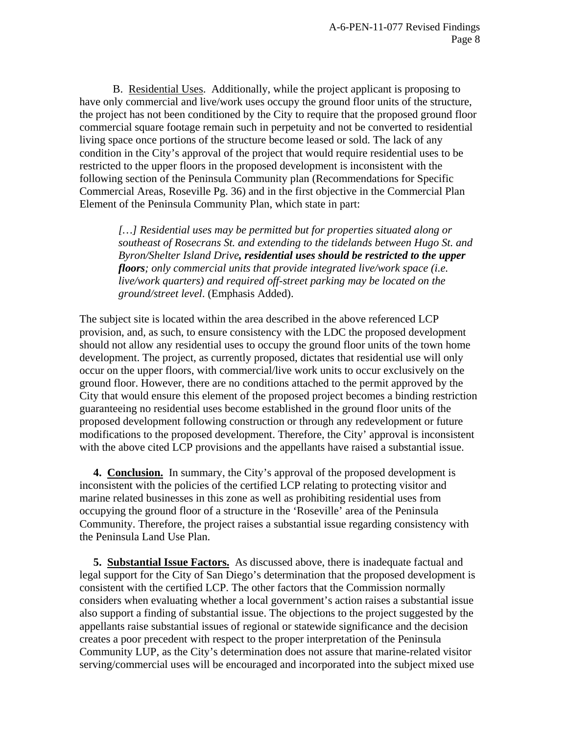B. Residential Uses. Additionally, while the project applicant is proposing to have only commercial and live/work uses occupy the ground floor units of the structure, the project has not been conditioned by the City to require that the proposed ground floor commercial square footage remain such in perpetuity and not be converted to residential living space once portions of the structure become leased or sold. The lack of any condition in the City's approval of the project that would require residential uses to be restricted to the upper floors in the proposed development is inconsistent with the following section of the Peninsula Community plan (Recommendations for Specific Commercial Areas, Roseville Pg. 36) and in the first objective in the Commercial Plan Element of the Peninsula Community Plan, which state in part:

> *[…] Residential uses may be permitted but for properties situated along or southeast of Rosecrans St. and extending to the tidelands between Hugo St. and Byron/Shelter Island Drive**, residential uses should be restricted to the upper floors**; only commercial units that provide integrated live/work space (i.e. live/work quarters) and required off-street parking may be located on the ground/street level*. (Emphasis Added).

The subject site is located within the area described in the above referenced LCP provision, and, as such, to ensure consistency with the LDC the proposed development should not allow any residential uses to occupy the ground floor units of the town home development. The project, as currently proposed, dictates that residential use will only occur on the upper floors, with commercial/live work units to occur exclusively on the ground floor. However, there are no conditions attached to the permit approved by the City that would ensure this element of the proposed project becomes a binding restriction guaranteeing no residential uses become established in the ground floor units of the proposed development following construction or through any redevelopment or future modifications to the proposed development. Therefore, the City' approval is inconsistent with the above cited LCP provisions and the appellants have raised a substantial issue.

**4. Conclusion.** In summary, the City's approval of the proposed development is inconsistent with the policies of the certified LCP relating to protecting visitor and marine related businesses in this zone as well as prohibiting residential uses from occupying the ground floor of a structure in the 'Roseville' area of the Peninsula Community. Therefore, the project raises a substantial issue regarding consistency with the Peninsula Land Use Plan.

**5. Substantial Issue Factors.** As discussed above, there is inadequate factual and legal support for the City of San Diego's determination that the proposed development is consistent with the certified LCP. The other factors that the Commission normally considers when evaluating whether a local government's action raises a substantial issue also support a finding of substantial issue. The objections to the project suggested by the appellants raise substantial issues of regional or statewide significance and the decision creates a poor precedent with respect to the proper interpretation of the Peninsula Community LUP, as the City's determination does not assure that marine-related visitor serving/commercial uses will be encouraged and incorporated into the subject mixed use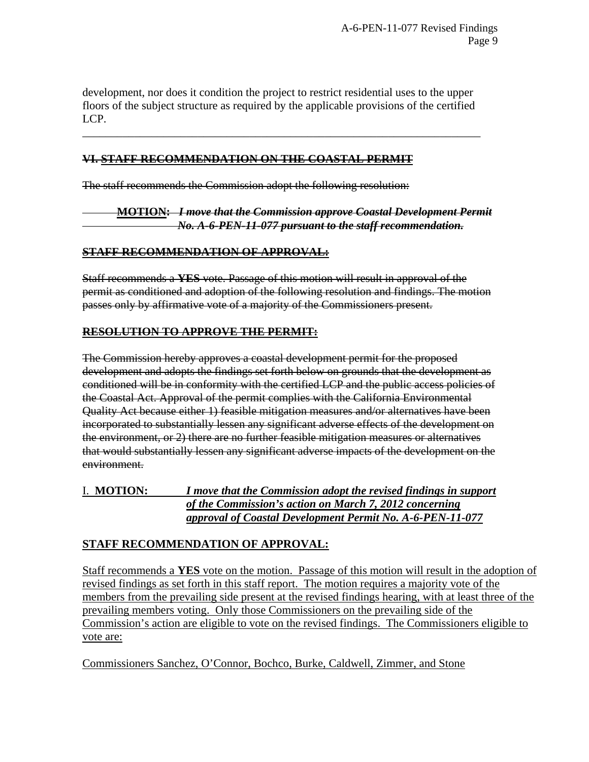development, nor does it condition the project to restrict residential uses to the upper floors of the subject structure as required by the applicable provisions of the certified LCP.

---

~~**VI. STAFF RECOMMENDATION ON THE COASTAL PERMIT**~~

~~The staff recommends the Commission adopt the following resolution:~~

~~**MOTION:** ***I move that the Commission approve Coastal Development Permit No. A-6-PEN-11-077 pursuant to the staff recommendation.***~~

~~**STAFF RECOMMENDATION OF APPROVAL:**~~

~~Staff recommends a **YES** vote. Passage of this motion will result in approval of the permit as conditioned and adoption of the following resolution and findings. The motion passes only by affirmative vote of a majority of the Commissioners present.~~

~~**RESOLUTION TO APPROVE THE PERMIT:**~~

~~The Commission hereby approves a coastal development permit for the proposed development and adopts the findings set forth below on grounds that the development as conditioned will be in conformity with the certified LCP and the public access policies of the Coastal Act. Approval of the permit complies with the California Environmental Quality Act because either 1) feasible mitigation measures and/or alternatives have been incorporated to substantially lessen any significant adverse effects of the development on the environment, or 2) there are no further feasible mitigation measures or alternatives that would substantially lessen any significant adverse impacts of the development on the environment.~~

<u>I. **MOTION:** ***I move that the Commission adopt the revised findings in support of the Commission's action on March 7, 2012 concerning approval of Coastal Development Permit No. A-6-PEN-11-077***</u>

<u>**STAFF RECOMMENDATION OF APPROVAL:**</u>

<u>Staff recommends a **YES** vote on the motion. Passage of this motion will result in the adoption of revised findings as set forth in this staff report. The motion requires a majority vote of the members from the prevailing side present at the revised findings hearing, with at least three of the prevailing members voting. Only those Commissioners on the prevailing side of the Commission's action are eligible to vote on the revised findings. The Commissioners eligible to vote are:</u>

<u>Commissioners Sanchez, O'Connor, Bochco, Burke, Caldwell, Zimmer, and Stone</u>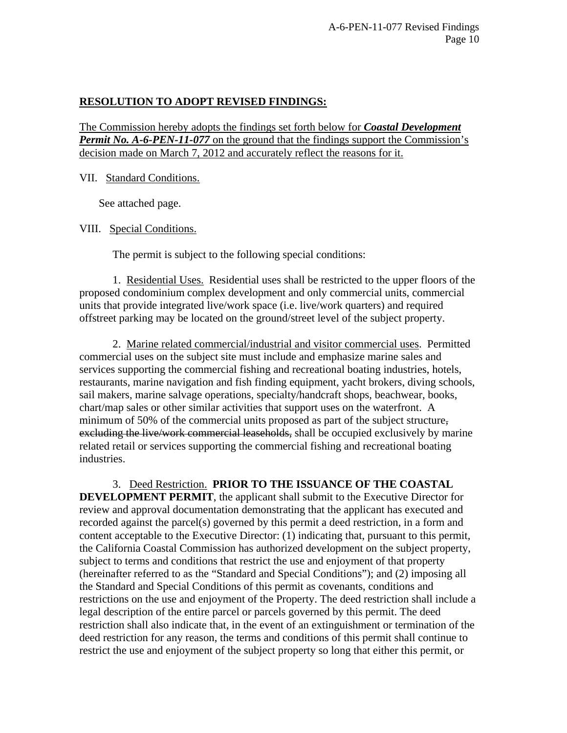**<u>RESOLUTION TO ADOPT REVISED FINDINGS:</u>**

<u>The Commission hereby adopts the findings set forth below for ***Coastal Development Permit No. A-6-PEN-11-077*** on the ground that the findings support the Commission's decision made on March 7, 2012 and accurately reflect the reasons for it.</u>

VII. <u>Standard Conditions.</u>

See attached page.

VIII. <u>Special Conditions.</u>

The permit is subject to the following special conditions:

1. <u>Residential Uses.</u> Residential uses shall be restricted to the upper floors of the proposed condominium complex development and only commercial units, commercial units that provide integrated live/work space (i.e. live/work quarters) and required offstreet parking may be located on the ground/street level of the subject property.

2. <u>Marine related commercial/industrial and visitor commercial uses</u>. Permitted commercial uses on the subject site must include and emphasize marine sales and services supporting the commercial fishing and recreational boating industries, hotels, restaurants, marine navigation and fish finding equipment, yacht brokers, diving schools, sail makers, marine salvage operations, specialty/handcraft shops, beachwear, books, chart/map sales or other similar activities that support uses on the waterfront. A minimum of 50% of the commercial units proposed as part of the subject structure~~, excluding the live/work commercial leaseholds,~~ shall be occupied exclusively by marine related retail or services supporting the commercial fishing and recreational boating industries.

3. <u>Deed Restriction.</u> **PRIOR TO THE ISSUANCE OF THE COASTAL DEVELOPMENT PERMIT**, the applicant shall submit to the Executive Director for review and approval documentation demonstrating that the applicant has executed and recorded against the parcel(s) governed by this permit a deed restriction, in a form and content acceptable to the Executive Director: (1) indicating that, pursuant to this permit, the California Coastal Commission has authorized development on the subject property, subject to terms and conditions that restrict the use and enjoyment of that property (hereinafter referred to as the "Standard and Special Conditions"); and (2) imposing all the Standard and Special Conditions of this permit as covenants, conditions and restrictions on the use and enjoyment of the Property. The deed restriction shall include a legal description of the entire parcel or parcels governed by this permit. The deed restriction shall also indicate that, in the event of an extinguishment or termination of the deed restriction for any reason, the terms and conditions of this permit shall continue to restrict the use and enjoyment of the subject property so long that either this permit, or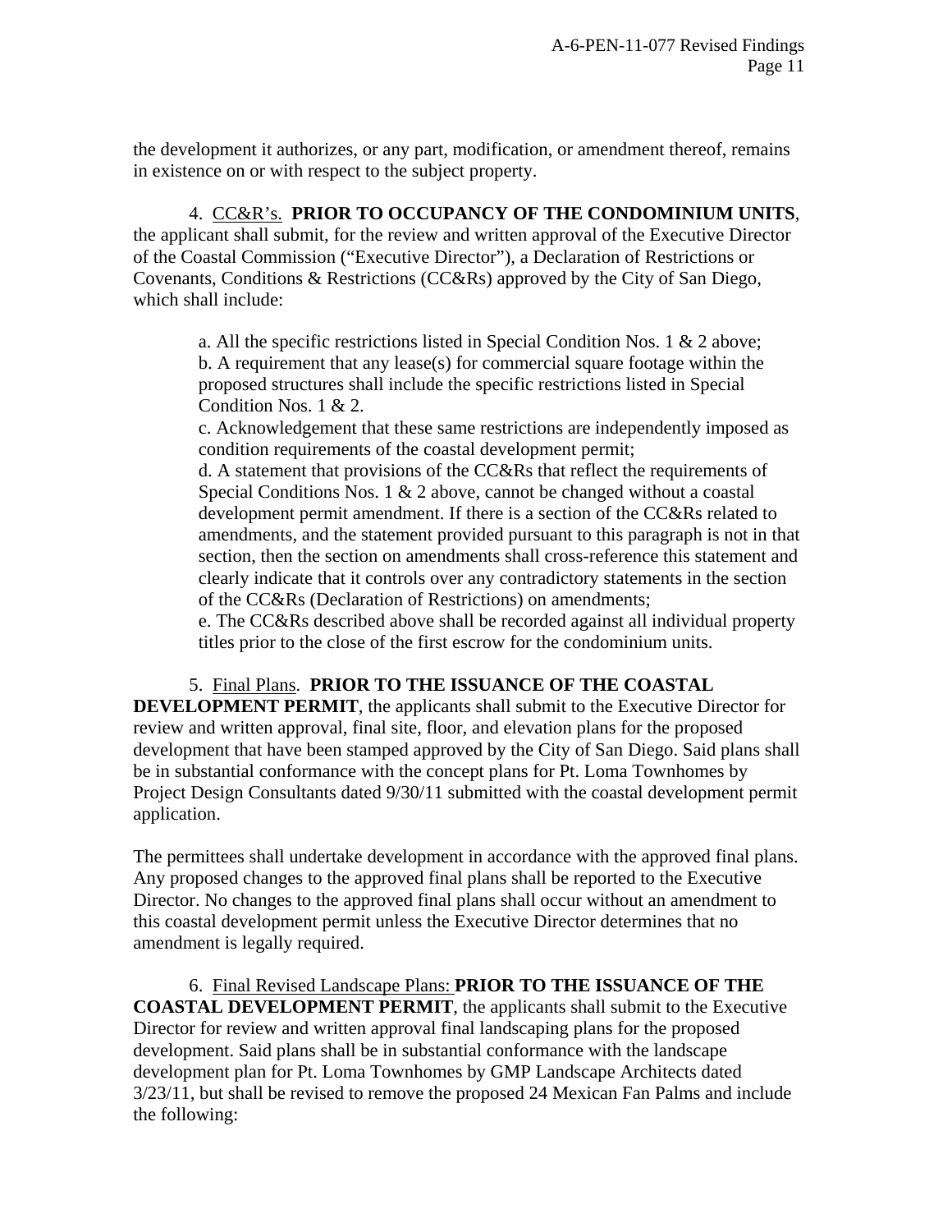the development it authorizes, or any part, modification, or amendment thereof, remains in existence on or with respect to the subject property.

4. CC&R's. **PRIOR TO OCCUPANCY OF THE CONDOMINIUM UNITS**, the applicant shall submit, for the review and written approval of the Executive Director of the Coastal Commission ("Executive Director"), a Declaration of Restrictions or Covenants, Conditions & Restrictions (CC&Rs) approved by the City of San Diego, which shall include:

a. All the specific restrictions listed in Special Condition Nos. 1 & 2 above;
b. A requirement that any lease(s) for commercial square footage within the proposed structures shall include the specific restrictions listed in Special Condition Nos. 1 & 2.
c. Acknowledgement that these same restrictions are independently imposed as condition requirements of the coastal development permit;
d. A statement that provisions of the CC&Rs that reflect the requirements of Special Conditions Nos. 1 & 2 above, cannot be changed without a coastal development permit amendment. If there is a section of the CC&Rs related to amendments, and the statement provided pursuant to this paragraph is not in that section, then the section on amendments shall cross-reference this statement and clearly indicate that it controls over any contradictory statements in the section of the CC&Rs (Declaration of Restrictions) on amendments;
e. The CC&Rs described above shall be recorded against all individual property titles prior to the close of the first escrow for the condominium units.

5. Final Plans. **PRIOR TO THE ISSUANCE OF THE COASTAL DEVELOPMENT PERMIT**, the applicants shall submit to the Executive Director for review and written approval, final site, floor, and elevation plans for the proposed development that have been stamped approved by the City of San Diego. Said plans shall be in substantial conformance with the concept plans for Pt. Loma Townhomes by Project Design Consultants dated 9/30/11 submitted with the coastal development permit application.

The permittees shall undertake development in accordance with the approved final plans. Any proposed changes to the approved final plans shall be reported to the Executive Director. No changes to the approved final plans shall occur without an amendment to this coastal development permit unless the Executive Director determines that no amendment is legally required.

6. Final Revised Landscape Plans: **PRIOR TO THE ISSUANCE OF THE COASTAL DEVELOPMENT PERMIT**, the applicants shall submit to the Executive Director for review and written approval final landscaping plans for the proposed development. Said plans shall be in substantial conformance with the landscape development plan for Pt. Loma Townhomes by GMP Landscape Architects dated 3/23/11, but shall be revised to remove the proposed 24 Mexican Fan Palms and include the following: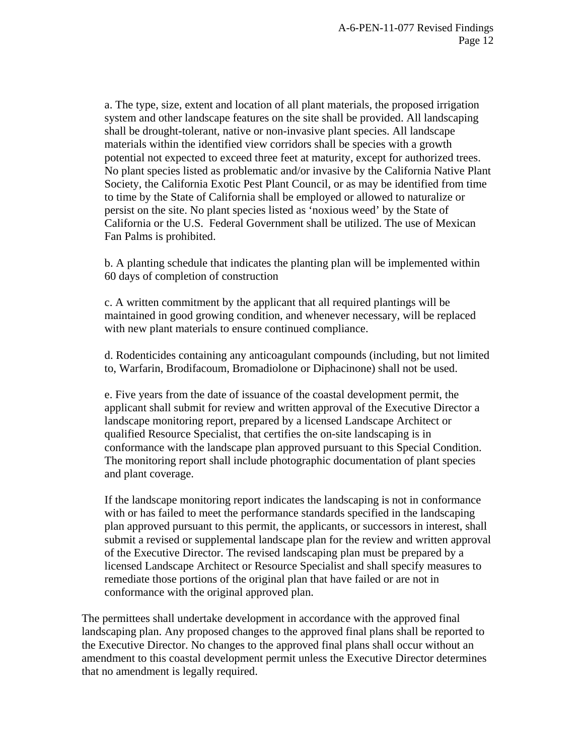a. The type, size, extent and location of all plant materials, the proposed irrigation system and other landscape features on the site shall be provided. All landscaping shall be drought-tolerant, native or non-invasive plant species. All landscape materials within the identified view corridors shall be species with a growth potential not expected to exceed three feet at maturity, except for authorized trees. No plant species listed as problematic and/or invasive by the California Native Plant Society, the California Exotic Pest Plant Council, or as may be identified from time to time by the State of California shall be employed or allowed to naturalize or persist on the site. No plant species listed as 'noxious weed' by the State of California or the U.S. Federal Government shall be utilized. The use of Mexican Fan Palms is prohibited.

b. A planting schedule that indicates the planting plan will be implemented within 60 days of completion of construction

c. A written commitment by the applicant that all required plantings will be maintained in good growing condition, and whenever necessary, will be replaced with new plant materials to ensure continued compliance.

d. Rodenticides containing any anticoagulant compounds (including, but not limited to, Warfarin, Brodifacoum, Bromadiolone or Diphacinone) shall not be used.

e. Five years from the date of issuance of the coastal development permit, the applicant shall submit for review and written approval of the Executive Director a landscape monitoring report, prepared by a licensed Landscape Architect or qualified Resource Specialist, that certifies the on-site landscaping is in conformance with the landscape plan approved pursuant to this Special Condition. The monitoring report shall include photographic documentation of plant species and plant coverage.

If the landscape monitoring report indicates the landscaping is not in conformance with or has failed to meet the performance standards specified in the landscaping plan approved pursuant to this permit, the applicants, or successors in interest, shall submit a revised or supplemental landscape plan for the review and written approval of the Executive Director. The revised landscaping plan must be prepared by a licensed Landscape Architect or Resource Specialist and shall specify measures to remediate those portions of the original plan that have failed or are not in conformance with the original approved plan.

The permittees shall undertake development in accordance with the approved final landscaping plan. Any proposed changes to the approved final plans shall be reported to the Executive Director. No changes to the approved final plans shall occur without an amendment to this coastal development permit unless the Executive Director determines that no amendment is legally required.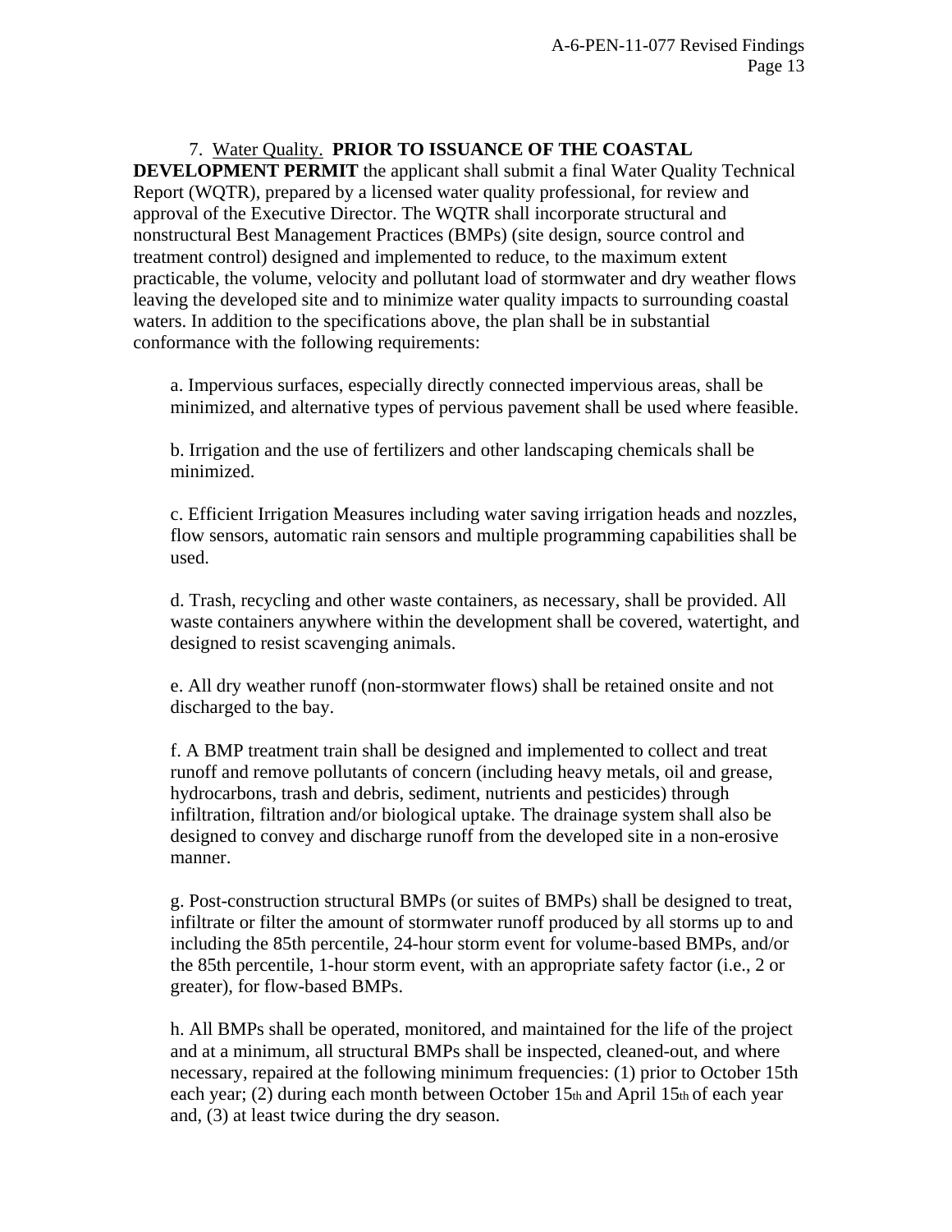7. Water Quality. **PRIOR TO ISSUANCE OF THE COASTAL DEVELOPMENT PERMIT** the applicant shall submit a final Water Quality Technical Report (WQTR), prepared by a licensed water quality professional, for review and approval of the Executive Director. The WQTR shall incorporate structural and nonstructural Best Management Practices (BMPs) (site design, source control and treatment control) designed and implemented to reduce, to the maximum extent practicable, the volume, velocity and pollutant load of stormwater and dry weather flows leaving the developed site and to minimize water quality impacts to surrounding coastal waters. In addition to the specifications above, the plan shall be in substantial conformance with the following requirements:

a. Impervious surfaces, especially directly connected impervious areas, shall be minimized, and alternative types of pervious pavement shall be used where feasible.

b. Irrigation and the use of fertilizers and other landscaping chemicals shall be minimized.

c. Efficient Irrigation Measures including water saving irrigation heads and nozzles, flow sensors, automatic rain sensors and multiple programming capabilities shall be used.

d. Trash, recycling and other waste containers, as necessary, shall be provided. All waste containers anywhere within the development shall be covered, watertight, and designed to resist scavenging animals.

e. All dry weather runoff (non-stormwater flows) shall be retained onsite and not discharged to the bay.

f. A BMP treatment train shall be designed and implemented to collect and treat runoff and remove pollutants of concern (including heavy metals, oil and grease, hydrocarbons, trash and debris, sediment, nutrients and pesticides) through infiltration, filtration and/or biological uptake. The drainage system shall also be designed to convey and discharge runoff from the developed site in a non-erosive manner.

g. Post-construction structural BMPs (or suites of BMPs) shall be designed to treat, infiltrate or filter the amount of stormwater runoff produced by all storms up to and including the 85th percentile, 24-hour storm event for volume-based BMPs, and/or the 85th percentile, 1-hour storm event, with an appropriate safety factor (i.e., 2 or greater), for flow-based BMPs.

h. All BMPs shall be operated, monitored, and maintained for the life of the project and at a minimum, all structural BMPs shall be inspected, cleaned-out, and where necessary, repaired at the following minimum frequencies: (1) prior to October 15th each year; (2) during each month between October 15th and April 15th of each year and, (3) at least twice during the dry season.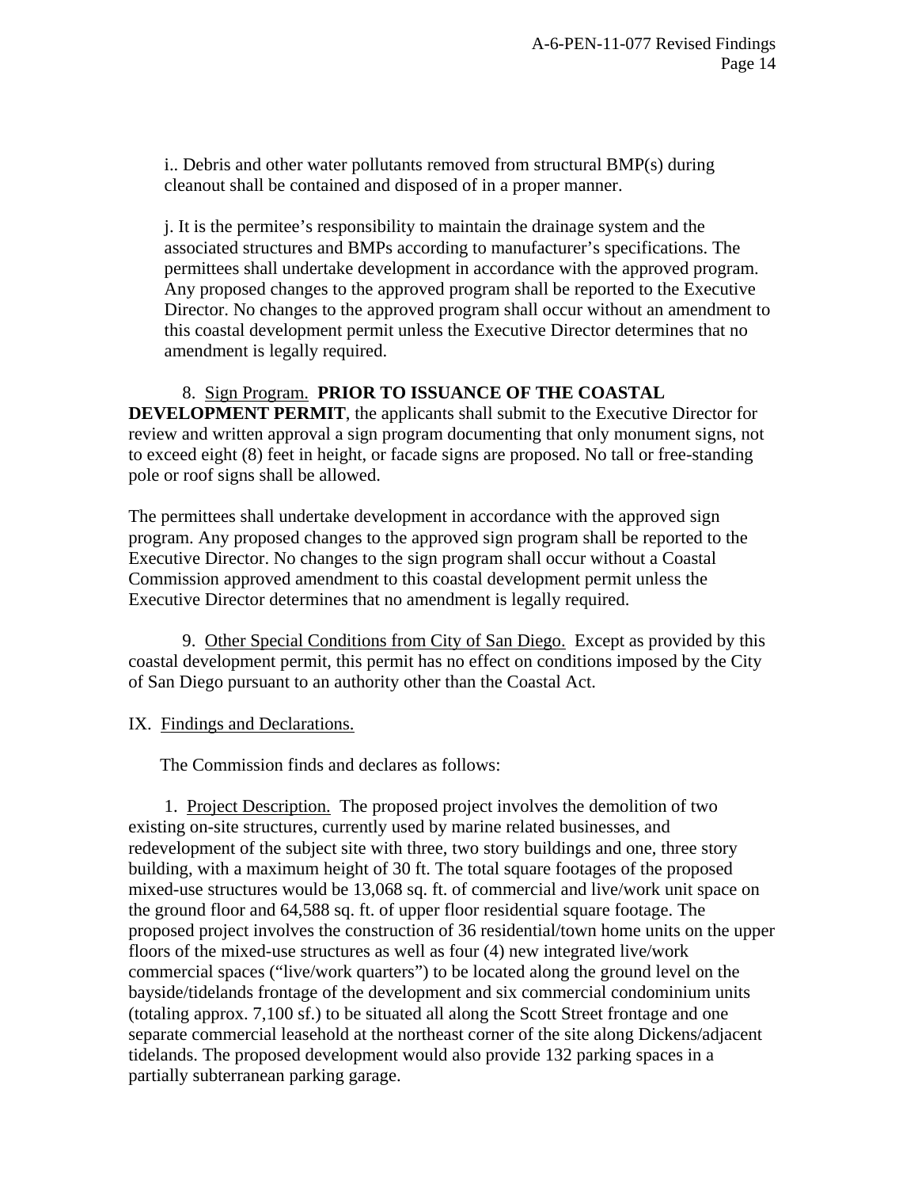i.. Debris and other water pollutants removed from structural BMP(s) during cleanout shall be contained and disposed of in a proper manner.

j. It is the permitee's responsibility to maintain the drainage system and the associated structures and BMPs according to manufacturer's specifications. The permittees shall undertake development in accordance with the approved program. Any proposed changes to the approved program shall be reported to the Executive Director. No changes to the approved program shall occur without an amendment to this coastal development permit unless the Executive Director determines that no amendment is legally required.

8. Sign Program. **PRIOR TO ISSUANCE OF THE COASTAL DEVELOPMENT PERMIT**, the applicants shall submit to the Executive Director for review and written approval a sign program documenting that only monument signs, not to exceed eight (8) feet in height, or facade signs are proposed. No tall or free-standing pole or roof signs shall be allowed.

The permittees shall undertake development in accordance with the approved sign program. Any proposed changes to the approved sign program shall be reported to the Executive Director. No changes to the sign program shall occur without a Coastal Commission approved amendment to this coastal development permit unless the Executive Director determines that no amendment is legally required.

9. Other Special Conditions from City of San Diego. Except as provided by this coastal development permit, this permit has no effect on conditions imposed by the City of San Diego pursuant to an authority other than the Coastal Act.

IX. Findings and Declarations.

The Commission finds and declares as follows:

1. Project Description. The proposed project involves the demolition of two existing on-site structures, currently used by marine related businesses, and redevelopment of the subject site with three, two story buildings and one, three story building, with a maximum height of 30 ft. The total square footages of the proposed mixed-use structures would be 13,068 sq. ft. of commercial and live/work unit space on the ground floor and 64,588 sq. ft. of upper floor residential square footage. The proposed project involves the construction of 36 residential/town home units on the upper floors of the mixed-use structures as well as four (4) new integrated live/work commercial spaces ("live/work quarters") to be located along the ground level on the bayside/tidelands frontage of the development and six commercial condominium units (totaling approx. 7,100 sf.) to be situated all along the Scott Street frontage and one separate commercial leasehold at the northeast corner of the site along Dickens/adjacent tidelands. The proposed development would also provide 132 parking spaces in a partially subterranean parking garage.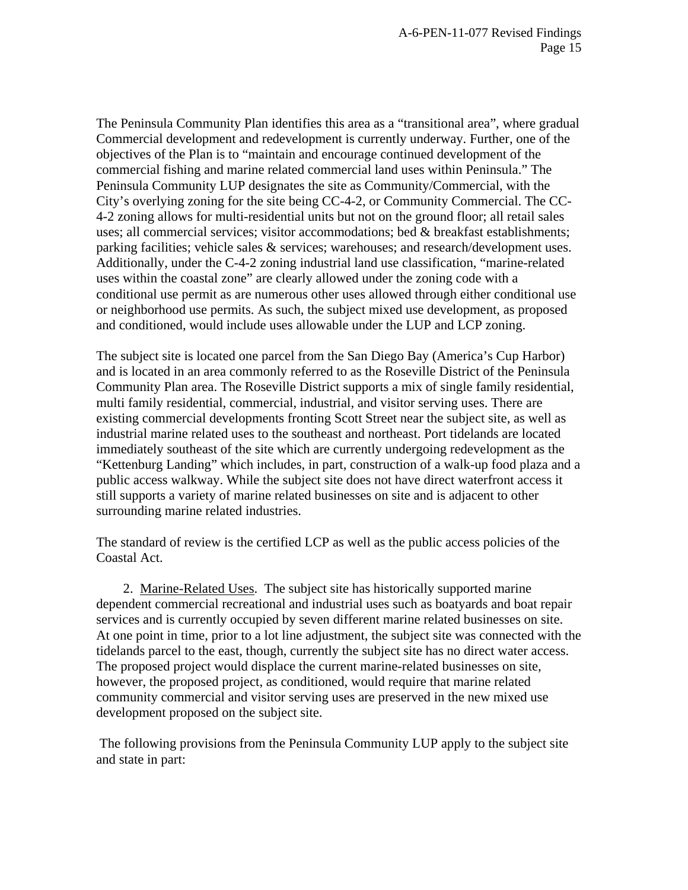The Peninsula Community Plan identifies this area as a "transitional area", where gradual Commercial development and redevelopment is currently underway. Further, one of the objectives of the Plan is to "maintain and encourage continued development of the commercial fishing and marine related commercial land uses within Peninsula." The Peninsula Community LUP designates the site as Community/Commercial, with the City's overlying zoning for the site being CC-4-2, or Community Commercial. The CC-4-2 zoning allows for multi-residential units but not on the ground floor; all retail sales uses; all commercial services; visitor accommodations; bed & breakfast establishments; parking facilities; vehicle sales & services; warehouses; and research/development uses. Additionally, under the C-4-2 zoning industrial land use classification, "marine-related uses within the coastal zone" are clearly allowed under the zoning code with a conditional use permit as are numerous other uses allowed through either conditional use or neighborhood use permits. As such, the subject mixed use development, as proposed and conditioned, would include uses allowable under the LUP and LCP zoning.

The subject site is located one parcel from the San Diego Bay (America's Cup Harbor) and is located in an area commonly referred to as the Roseville District of the Peninsula Community Plan area. The Roseville District supports a mix of single family residential, multi family residential, commercial, industrial, and visitor serving uses. There are existing commercial developments fronting Scott Street near the subject site, as well as industrial marine related uses to the southeast and northeast. Port tidelands are located immediately southeast of the site which are currently undergoing redevelopment as the "Kettenburg Landing" which includes, in part, construction of a walk-up food plaza and a public access walkway. While the subject site does not have direct waterfront access it still supports a variety of marine related businesses on site and is adjacent to other surrounding marine related industries.

The standard of review is the certified LCP as well as the public access policies of the Coastal Act.

2. Marine-Related Uses. The subject site has historically supported marine dependent commercial recreational and industrial uses such as boatyards and boat repair services and is currently occupied by seven different marine related businesses on site. At one point in time, prior to a lot line adjustment, the subject site was connected with the tidelands parcel to the east, though, currently the subject site has no direct water access. The proposed project would displace the current marine-related businesses on site, however, the proposed project, as conditioned, would require that marine related community commercial and visitor serving uses are preserved in the new mixed use development proposed on the subject site.

The following provisions from the Peninsula Community LUP apply to the subject site and state in part: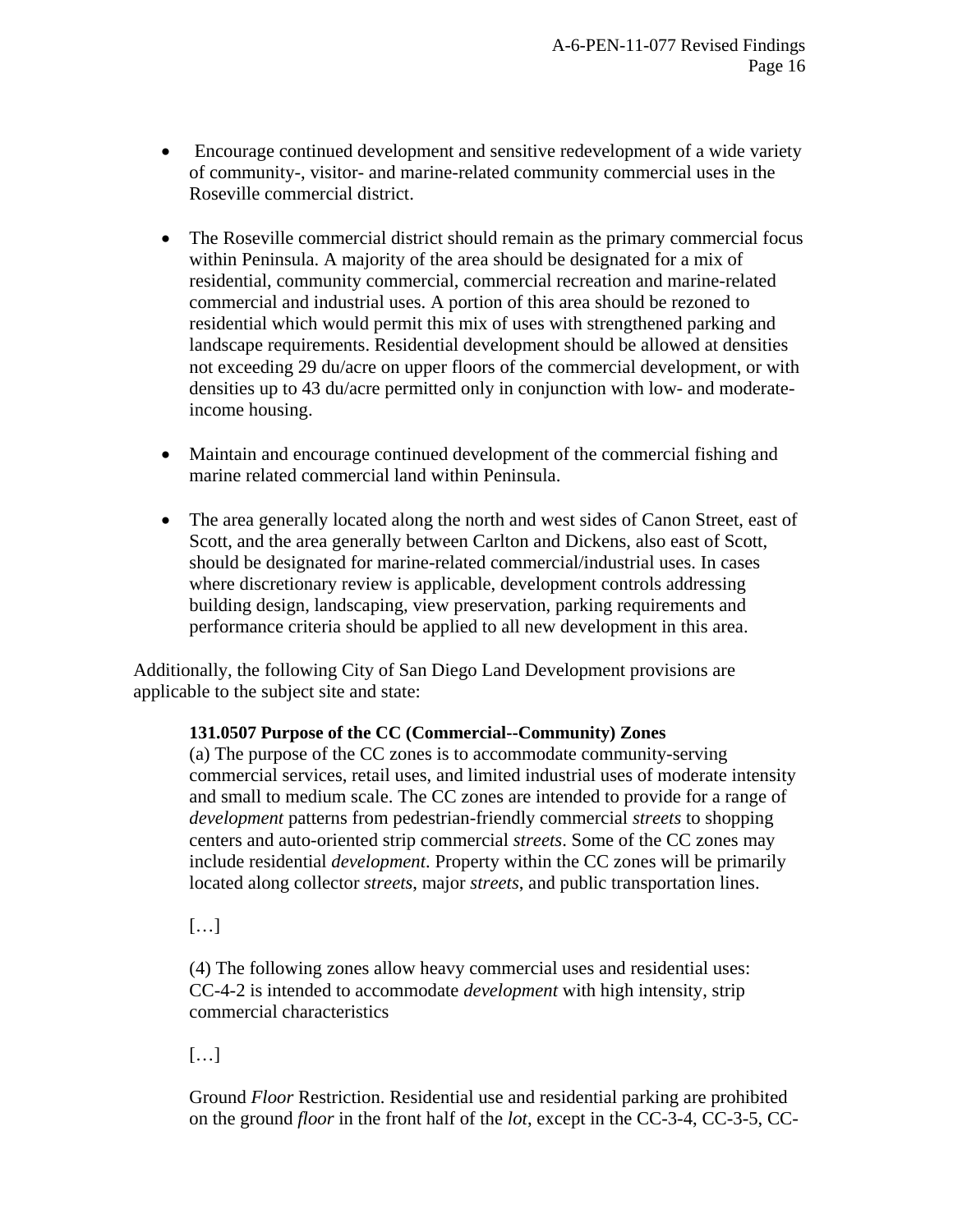- Encourage continued development and sensitive redevelopment of a wide variety of community-, visitor- and marine-related community commercial uses in the Roseville commercial district.

- The Roseville commercial district should remain as the primary commercial focus within Peninsula. A majority of the area should be designated for a mix of residential, community commercial, commercial recreation and marine-related commercial and industrial uses. A portion of this area should be rezoned to residential which would permit this mix of uses with strengthened parking and landscape requirements. Residential development should be allowed at densities not exceeding 29 du/acre on upper floors of the commercial development, or with densities up to 43 du/acre permitted only in conjunction with low- and moderate-income housing.

- Maintain and encourage continued development of the commercial fishing and marine related commercial land within Peninsula.

- The area generally located along the north and west sides of Canon Street, east of Scott, and the area generally between Carlton and Dickens, also east of Scott, should be designated for marine-related commercial/industrial uses. In cases where discretionary review is applicable, development controls addressing building design, landscaping, view preservation, parking requirements and performance criteria should be applied to all new development in this area.

Additionally, the following City of San Diego Land Development provisions are applicable to the subject site and state:

> **131.0507 Purpose of the CC (Commercial--Community) Zones**
> (a) The purpose of the CC zones is to accommodate community-serving commercial services, retail uses, and limited industrial uses of moderate intensity and small to medium scale. The CC zones are intended to provide for a range of *development* patterns from pedestrian-friendly commercial *streets* to shopping centers and auto-oriented strip commercial *streets*. Some of the CC zones may include residential *development*. Property within the CC zones will be primarily located along collector *streets*, major *streets*, and public transportation lines.
>
> […]
>
> (4) The following zones allow heavy commercial uses and residential uses: CC-4-2 is intended to accommodate *development* with high intensity, strip commercial characteristics
>
> […]
>
> Ground *Floor* Restriction. Residential use and residential parking are prohibited on the ground *floor* in the front half of the *lot*, except in the CC-3-4, CC-3-5, CC-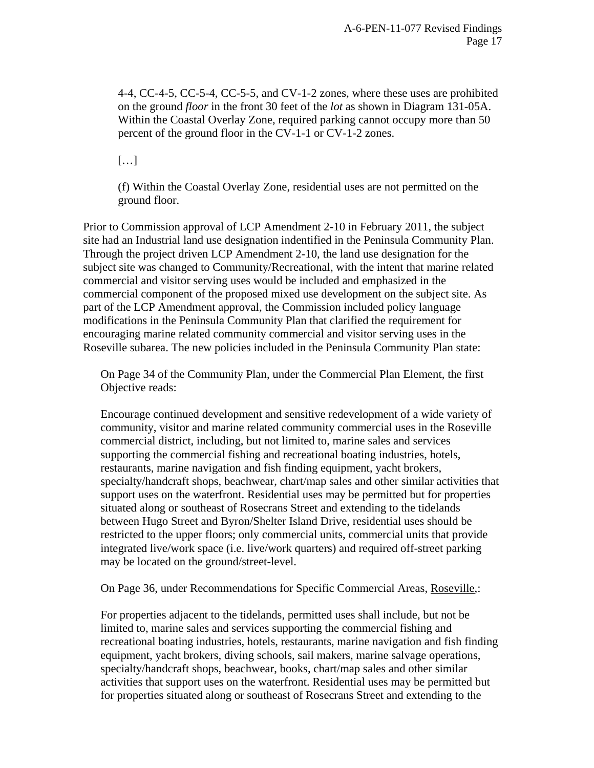> 4-4, CC-4-5, CC-5-4, CC-5-5, and CV-1-2 zones, where these uses are prohibited on the ground *floor* in the front 30 feet of the *lot* as shown in Diagram 131-05A. Within the Coastal Overlay Zone, required parking cannot occupy more than 50 percent of the ground floor in the CV-1-1 or CV-1-2 zones.
>
> […]
>
> (f) Within the Coastal Overlay Zone, residential uses are not permitted on the ground floor.

Prior to Commission approval of LCP Amendment 2-10 in February 2011, the subject site had an Industrial land use designation indentified in the Peninsula Community Plan. Through the project driven LCP Amendment 2-10, the land use designation for the subject site was changed to Community/Recreational, with the intent that marine related commercial and visitor serving uses would be included and emphasized in the commercial component of the proposed mixed use development on the subject site. As part of the LCP Amendment approval, the Commission included policy language modifications in the Peninsula Community Plan that clarified the requirement for encouraging marine related community commercial and visitor serving uses in the Roseville subarea. The new policies included in the Peninsula Community Plan state:

> On Page 34 of the Community Plan, under the Commercial Plan Element, the first Objective reads:
>
> Encourage continued development and sensitive redevelopment of a wide variety of community, visitor and marine related community commercial uses in the Roseville commercial district, including, but not limited to, marine sales and services supporting the commercial fishing and recreational boating industries, hotels, restaurants, marine navigation and fish finding equipment, yacht brokers, specialty/handcraft shops, beachwear, chart/map sales and other similar activities that support uses on the waterfront. Residential uses may be permitted but for properties situated along or southeast of Rosecrans Street and extending to the tidelands between Hugo Street and Byron/Shelter Island Drive, residential uses should be restricted to the upper floors; only commercial units, commercial units that provide integrated live/work space (i.e. live/work quarters) and required off-street parking may be located on the ground/street-level.
>
> On Page 36, under Recommendations for Specific Commercial Areas, <u>Roseville</u>,:
>
> For properties adjacent to the tidelands, permitted uses shall include, but not be limited to, marine sales and services supporting the commercial fishing and recreational boating industries, hotels, restaurants, marine navigation and fish finding equipment, yacht brokers, diving schools, sail makers, marine salvage operations, specialty/handcraft shops, beachwear, books, chart/map sales and other similar activities that support uses on the waterfront. Residential uses may be permitted but for properties situated along or southeast of Rosecrans Street and extending to the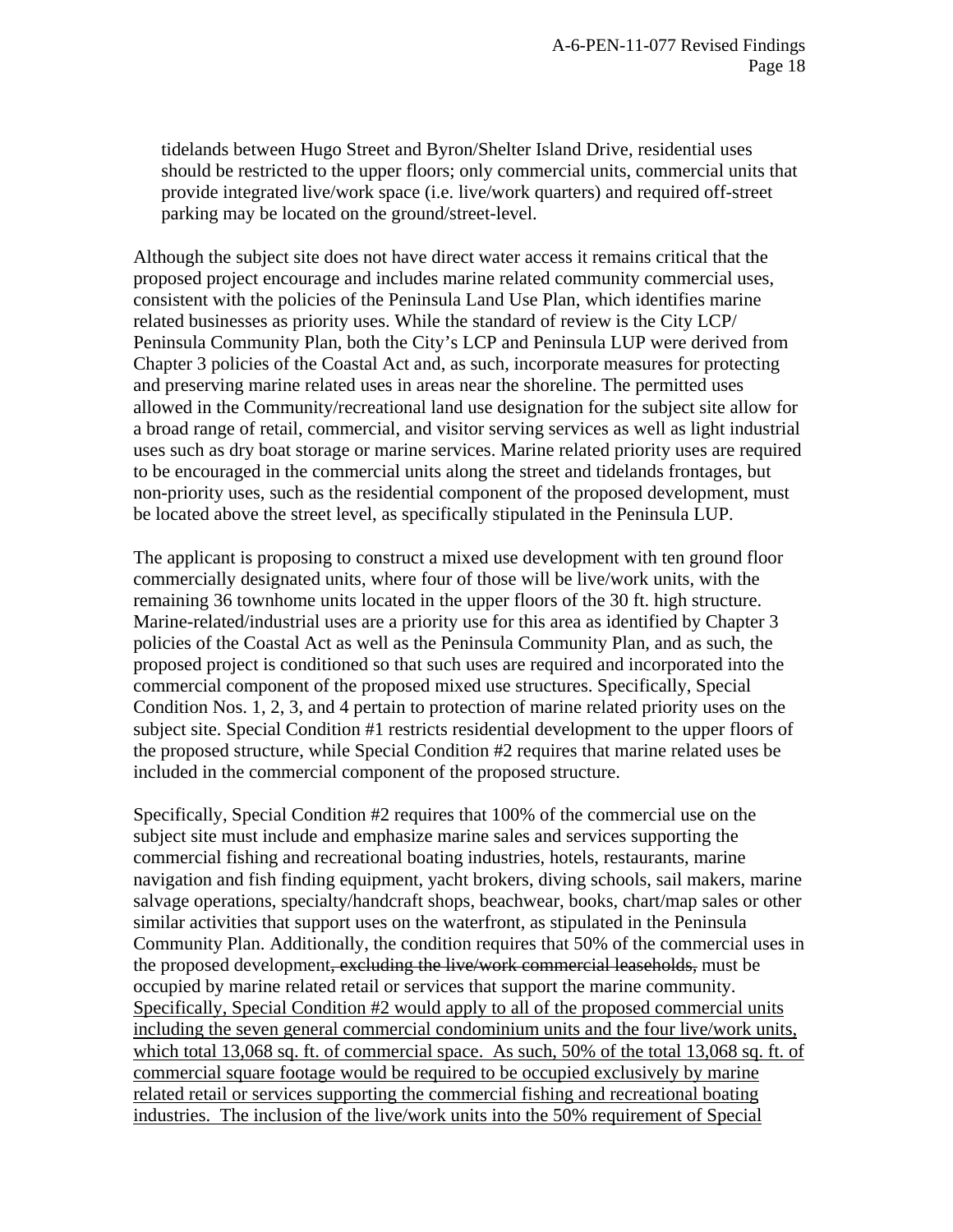tidelands between Hugo Street and Byron/Shelter Island Drive, residential uses should be restricted to the upper floors; only commercial units, commercial units that provide integrated live/work space (i.e. live/work quarters) and required off-street parking may be located on the ground/street-level.

Although the subject site does not have direct water access it remains critical that the proposed project encourage and includes marine related community commercial uses, consistent with the policies of the Peninsula Land Use Plan, which identifies marine related businesses as priority uses. While the standard of review is the City LCP/ Peninsula Community Plan, both the City's LCP and Peninsula LUP were derived from Chapter 3 policies of the Coastal Act and, as such, incorporate measures for protecting and preserving marine related uses in areas near the shoreline. The permitted uses allowed in the Community/recreational land use designation for the subject site allow for a broad range of retail, commercial, and visitor serving services as well as light industrial uses such as dry boat storage or marine services. Marine related priority uses are required to be encouraged in the commercial units along the street and tidelands frontages, but non-priority uses, such as the residential component of the proposed development, must be located above the street level, as specifically stipulated in the Peninsula LUP.

The applicant is proposing to construct a mixed use development with ten ground floor commercially designated units, where four of those will be live/work units, with the remaining 36 townhome units located in the upper floors of the 30 ft. high structure. Marine-related/industrial uses are a priority use for this area as identified by Chapter 3 policies of the Coastal Act as well as the Peninsula Community Plan, and as such, the proposed project is conditioned so that such uses are required and incorporated into the commercial component of the proposed mixed use structures. Specifically, Special Condition Nos. 1, 2, 3, and 4 pertain to protection of marine related priority uses on the subject site. Special Condition #1 restricts residential development to the upper floors of the proposed structure, while Special Condition #2 requires that marine related uses be included in the commercial component of the proposed structure.

Specifically, Special Condition #2 requires that 100% of the commercial use on the subject site must include and emphasize marine sales and services supporting the commercial fishing and recreational boating industries, hotels, restaurants, marine navigation and fish finding equipment, yacht brokers, diving schools, sail makers, marine salvage operations, specialty/handcraft shops, beachwear, books, chart/map sales or other similar activities that support uses on the waterfront, as stipulated in the Peninsula Community Plan. Additionally, the condition requires that 50% of the commercial uses in the proposed development~~, excluding the live/work commercial leaseholds,~~ must be occupied by marine related retail or services that support the marine community. <u>Specifically, Special Condition #2 would apply to all of the proposed commercial units including the seven general commercial condominium units and the four live/work units, which total 13,068 sq. ft. of commercial space. As such, 50% of the total 13,068 sq. ft. of commercial square footage would be required to be occupied exclusively by marine related retail or services supporting the commercial fishing and recreational boating industries. The inclusion of the live/work units into the 50% requirement of Special</u>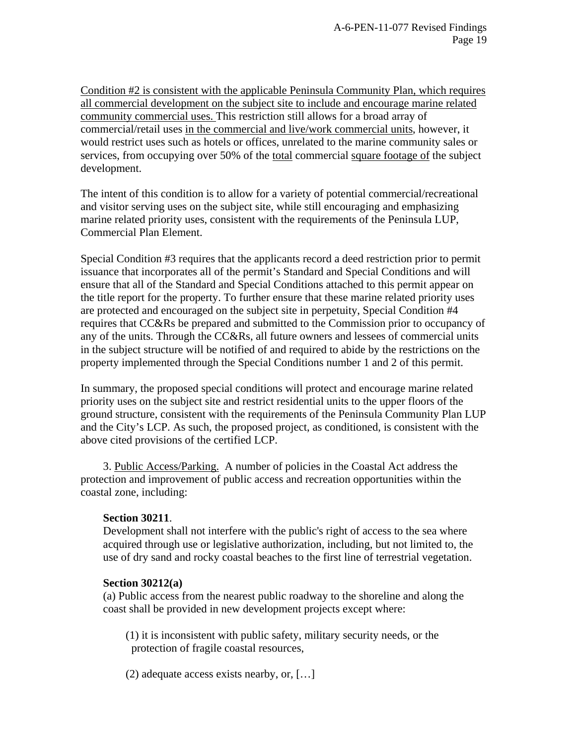Condition #2 is consistent with the applicable Peninsula Community Plan, which requires all commercial development on the subject site to include and encourage marine related community commercial uses. This restriction still allows for a broad array of commercial/retail uses in the commercial and live/work commercial units, however, it would restrict uses such as hotels or offices, unrelated to the marine community sales or services, from occupying over 50% of the total commercial square footage of the subject development.

The intent of this condition is to allow for a variety of potential commercial/recreational and visitor serving uses on the subject site, while still encouraging and emphasizing marine related priority uses, consistent with the requirements of the Peninsula LUP, Commercial Plan Element.

Special Condition #3 requires that the applicants record a deed restriction prior to permit issuance that incorporates all of the permit's Standard and Special Conditions and will ensure that all of the Standard and Special Conditions attached to this permit appear on the title report for the property. To further ensure that these marine related priority uses are protected and encouraged on the subject site in perpetuity, Special Condition #4 requires that CC&Rs be prepared and submitted to the Commission prior to occupancy of any of the units. Through the CC&Rs, all future owners and lessees of commercial units in the subject structure will be notified of and required to abide by the restrictions on the property implemented through the Special Conditions number 1 and 2 of this permit.

In summary, the proposed special conditions will protect and encourage marine related priority uses on the subject site and restrict residential units to the upper floors of the ground structure, consistent with the requirements of the Peninsula Community Plan LUP and the City's LCP. As such, the proposed project, as conditioned, is consistent with the above cited provisions of the certified LCP.

3. Public Access/Parking. A number of policies in the Coastal Act address the protection and improvement of public access and recreation opportunities within the coastal zone, including:

**Section 30211**.
Development shall not interfere with the public's right of access to the sea where acquired through use or legislative authorization, including, but not limited to, the use of dry sand and rocky coastal beaches to the first line of terrestrial vegetation.

**Section 30212(a)**
(a) Public access from the nearest public roadway to the shoreline and along the coast shall be provided in new development projects except where:

(1) it is inconsistent with public safety, military security needs, or the protection of fragile coastal resources,

(2) adequate access exists nearby, or, […]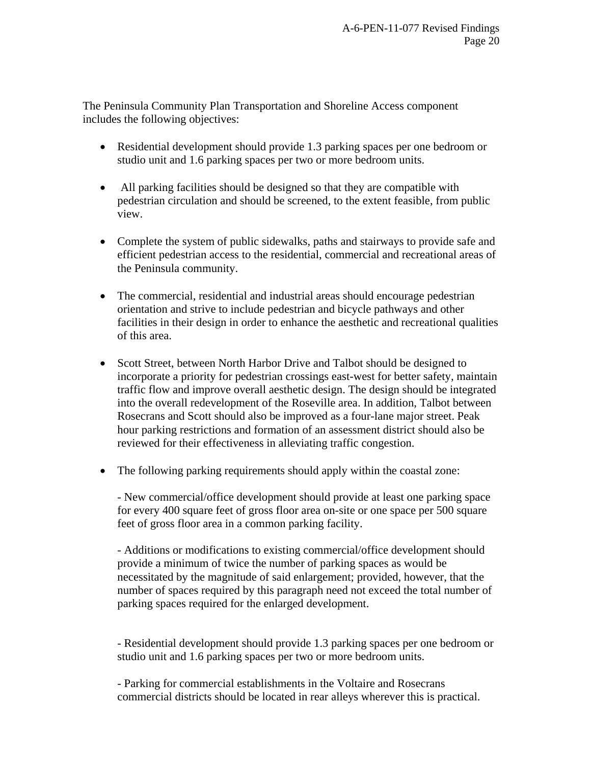The Peninsula Community Plan Transportation and Shoreline Access component includes the following objectives:

- Residential development should provide 1.3 parking spaces per one bedroom or studio unit and 1.6 parking spaces per two or more bedroom units.

- All parking facilities should be designed so that they are compatible with pedestrian circulation and should be screened, to the extent feasible, from public view.

- Complete the system of public sidewalks, paths and stairways to provide safe and efficient pedestrian access to the residential, commercial and recreational areas of the Peninsula community.

- The commercial, residential and industrial areas should encourage pedestrian orientation and strive to include pedestrian and bicycle pathways and other facilities in their design in order to enhance the aesthetic and recreational qualities of this area.

- Scott Street, between North Harbor Drive and Talbot should be designed to incorporate a priority for pedestrian crossings east-west for better safety, maintain traffic flow and improve overall aesthetic design. The design should be integrated into the overall redevelopment of the Roseville area. In addition, Talbot between Rosecrans and Scott should also be improved as a four-lane major street. Peak hour parking restrictions and formation of an assessment district should also be reviewed for their effectiveness in alleviating traffic congestion.

- The following parking requirements should apply within the coastal zone:

  - New commercial/office development should provide at least one parking space for every 400 square feet of gross floor area on-site or one space per 500 square feet of gross floor area in a common parking facility.

  - Additions or modifications to existing commercial/office development should provide a minimum of twice the number of parking spaces as would be necessitated by the magnitude of said enlargement; provided, however, that the number of spaces required by this paragraph need not exceed the total number of parking spaces required for the enlarged development.

  - Residential development should provide 1.3 parking spaces per one bedroom or studio unit and 1.6 parking spaces per two or more bedroom units.

  - Parking for commercial establishments in the Voltaire and Rosecrans commercial districts should be located in rear alleys wherever this is practical.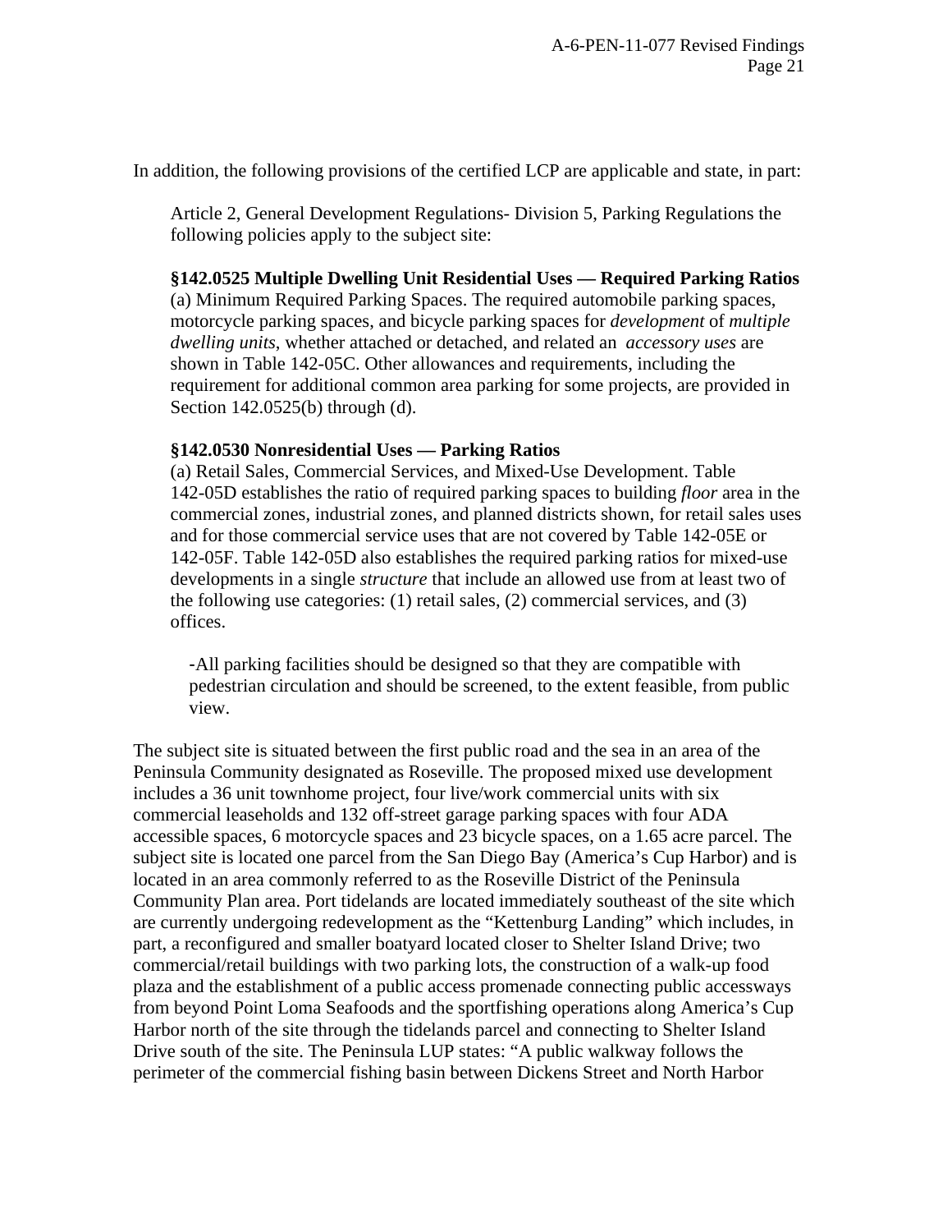In addition, the following provisions of the certified LCP are applicable and state, in part:

> Article 2, General Development Regulations- Division 5, Parking Regulations the following policies apply to the subject site:
>
> **§142.0525 Multiple Dwelling Unit Residential Uses — Required Parking Ratios**
> (a) Minimum Required Parking Spaces. The required automobile parking spaces, motorcycle parking spaces, and bicycle parking spaces for *development* of *multiple dwelling units*, whether attached or detached, and related an *accessory uses* are shown in Table 142-05C. Other allowances and requirements, including the requirement for additional common area parking for some projects, are provided in Section 142.0525(b) through (d).
>
> **§142.0530 Nonresidential Uses — Parking Ratios**
> (a) Retail Sales, Commercial Services, and Mixed-Use Development. Table 142-05D establishes the ratio of required parking spaces to building *floor* area in the commercial zones, industrial zones, and planned districts shown, for retail sales uses and for those commercial service uses that are not covered by Table 142-05E or 142-05F. Table 142-05D also establishes the required parking ratios for mixed-use developments in a single *structure* that include an allowed use from at least two of the following use categories: (1) retail sales, (2) commercial services, and (3) offices.
>
> -All parking facilities should be designed so that they are compatible with pedestrian circulation and should be screened, to the extent feasible, from public view.

The subject site is situated between the first public road and the sea in an area of the Peninsula Community designated as Roseville. The proposed mixed use development includes a 36 unit townhome project, four live/work commercial units with six commercial leaseholds and 132 off-street garage parking spaces with four ADA accessible spaces, 6 motorcycle spaces and 23 bicycle spaces, on a 1.65 acre parcel. The subject site is located one parcel from the San Diego Bay (America's Cup Harbor) and is located in an area commonly referred to as the Roseville District of the Peninsula Community Plan area. Port tidelands are located immediately southeast of the site which are currently undergoing redevelopment as the "Kettenburg Landing" which includes, in part, a reconfigured and smaller boatyard located closer to Shelter Island Drive; two commercial/retail buildings with two parking lots, the construction of a walk-up food plaza and the establishment of a public access promenade connecting public accessways from beyond Point Loma Seafoods and the sportfishing operations along America's Cup Harbor north of the site through the tidelands parcel and connecting to Shelter Island Drive south of the site. The Peninsula LUP states: "A public walkway follows the perimeter of the commercial fishing basin between Dickens Street and North Harbor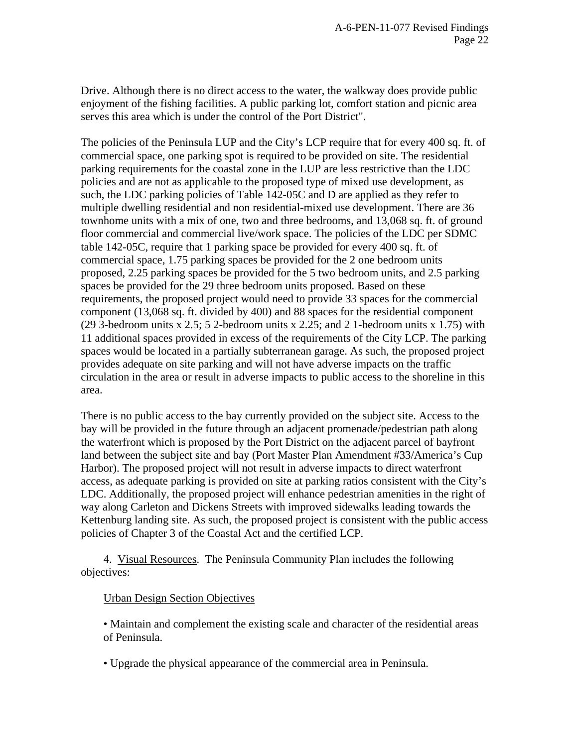Drive. Although there is no direct access to the water, the walkway does provide public enjoyment of the fishing facilities. A public parking lot, comfort station and picnic area serves this area which is under the control of the Port District".

The policies of the Peninsula LUP and the City's LCP require that for every 400 sq. ft. of commercial space, one parking spot is required to be provided on site. The residential parking requirements for the coastal zone in the LUP are less restrictive than the LDC policies and are not as applicable to the proposed type of mixed use development, as such, the LDC parking policies of Table 142-05C and D are applied as they refer to multiple dwelling residential and non residential-mixed use development. There are 36 townhome units with a mix of one, two and three bedrooms, and 13,068 sq. ft. of ground floor commercial and commercial live/work space. The policies of the LDC per SDMC table 142-05C, require that 1 parking space be provided for every 400 sq. ft. of commercial space, 1.75 parking spaces be provided for the 2 one bedroom units proposed, 2.25 parking spaces be provided for the 5 two bedroom units, and 2.5 parking spaces be provided for the 29 three bedroom units proposed. Based on these requirements, the proposed project would need to provide 33 spaces for the commercial component (13,068 sq. ft. divided by 400) and 88 spaces for the residential component (29 3-bedroom units x 2.5; 5 2-bedroom units x 2.25; and 2 1-bedroom units x 1.75) with 11 additional spaces provided in excess of the requirements of the City LCP. The parking spaces would be located in a partially subterranean garage. As such, the proposed project provides adequate on site parking and will not have adverse impacts on the traffic circulation in the area or result in adverse impacts to public access to the shoreline in this area.

There is no public access to the bay currently provided on the subject site. Access to the bay will be provided in the future through an adjacent promenade/pedestrian path along the waterfront which is proposed by the Port District on the adjacent parcel of bayfront land between the subject site and bay (Port Master Plan Amendment #33/America's Cup Harbor). The proposed project will not result in adverse impacts to direct waterfront access, as adequate parking is provided on site at parking ratios consistent with the City's LDC. Additionally, the proposed project will enhance pedestrian amenities in the right of way along Carleton and Dickens Streets with improved sidewalks leading towards the Kettenburg landing site. As such, the proposed project is consistent with the public access policies of Chapter 3 of the Coastal Act and the certified LCP.

4. Visual Resources. The Peninsula Community Plan includes the following objectives:

Urban Design Section Objectives

- Maintain and complement the existing scale and character of the residential areas of Peninsula.

- Upgrade the physical appearance of the commercial area in Peninsula.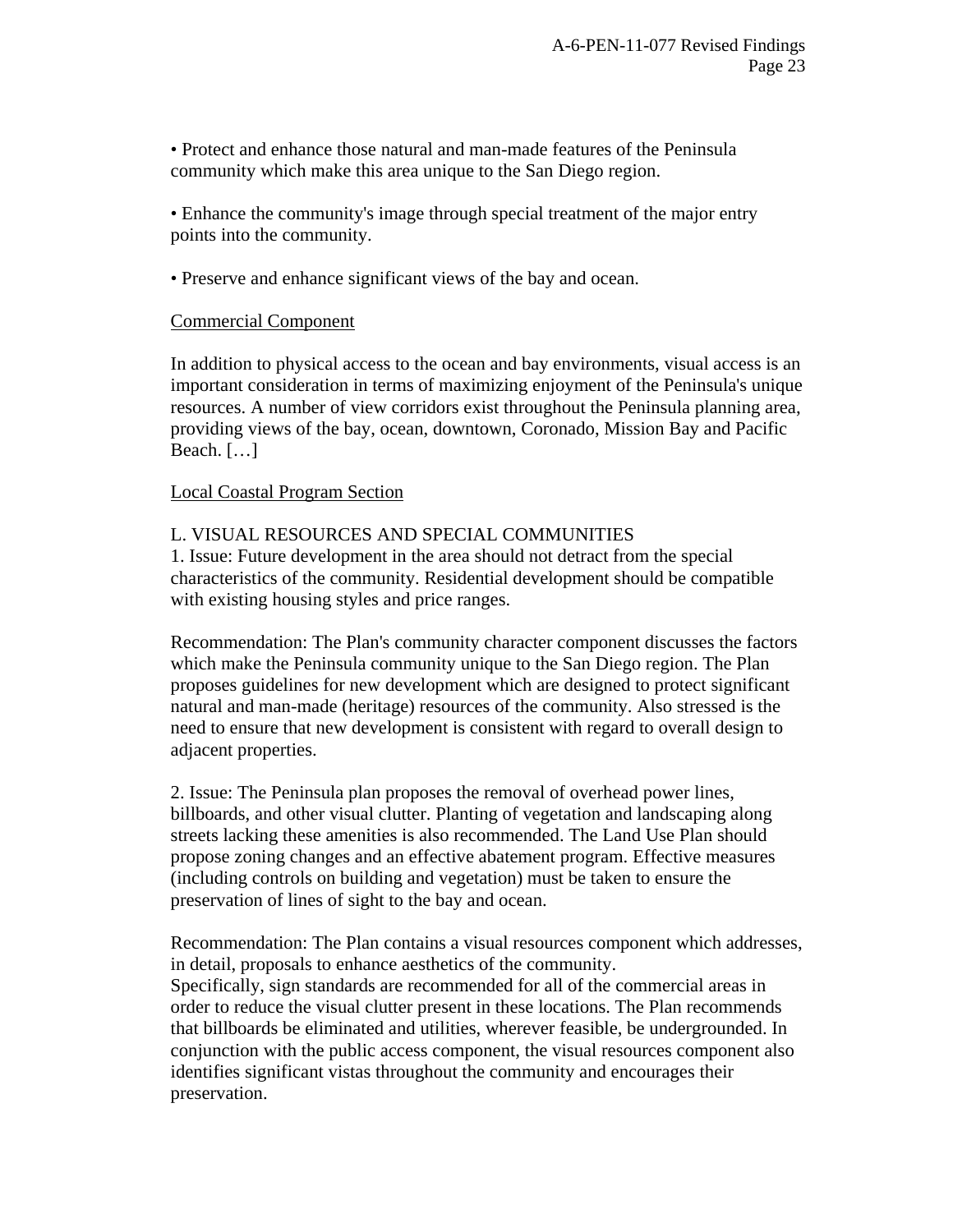• Protect and enhance those natural and man-made features of the Peninsula community which make this area unique to the San Diego region.

• Enhance the community's image through special treatment of the major entry points into the community.

• Preserve and enhance significant views of the bay and ocean.

<u>Commercial Component</u>

In addition to physical access to the ocean and bay environments, visual access is an important consideration in terms of maximizing enjoyment of the Peninsula's unique resources. A number of view corridors exist throughout the Peninsula planning area, providing views of the bay, ocean, downtown, Coronado, Mission Bay and Pacific Beach. […]

<u>Local Coastal Program Section</u>

L. VISUAL RESOURCES AND SPECIAL COMMUNITIES

1. Issue: Future development in the area should not detract from the special characteristics of the community. Residential development should be compatible with existing housing styles and price ranges.

Recommendation: The Plan's community character component discusses the factors which make the Peninsula community unique to the San Diego region. The Plan proposes guidelines for new development which are designed to protect significant natural and man-made (heritage) resources of the community. Also stressed is the need to ensure that new development is consistent with regard to overall design to adjacent properties.

2. Issue: The Peninsula plan proposes the removal of overhead power lines, billboards, and other visual clutter. Planting of vegetation and landscaping along streets lacking these amenities is also recommended. The Land Use Plan should propose zoning changes and an effective abatement program. Effective measures (including controls on building and vegetation) must be taken to ensure the preservation of lines of sight to the bay and ocean.

Recommendation: The Plan contains a visual resources component which addresses, in detail, proposals to enhance aesthetics of the community.
Specifically, sign standards are recommended for all of the commercial areas in order to reduce the visual clutter present in these locations. The Plan recommends that billboards be eliminated and utilities, wherever feasible, be undergrounded. In conjunction with the public access component, the visual resources component also identifies significant vistas throughout the community and encourages their preservation.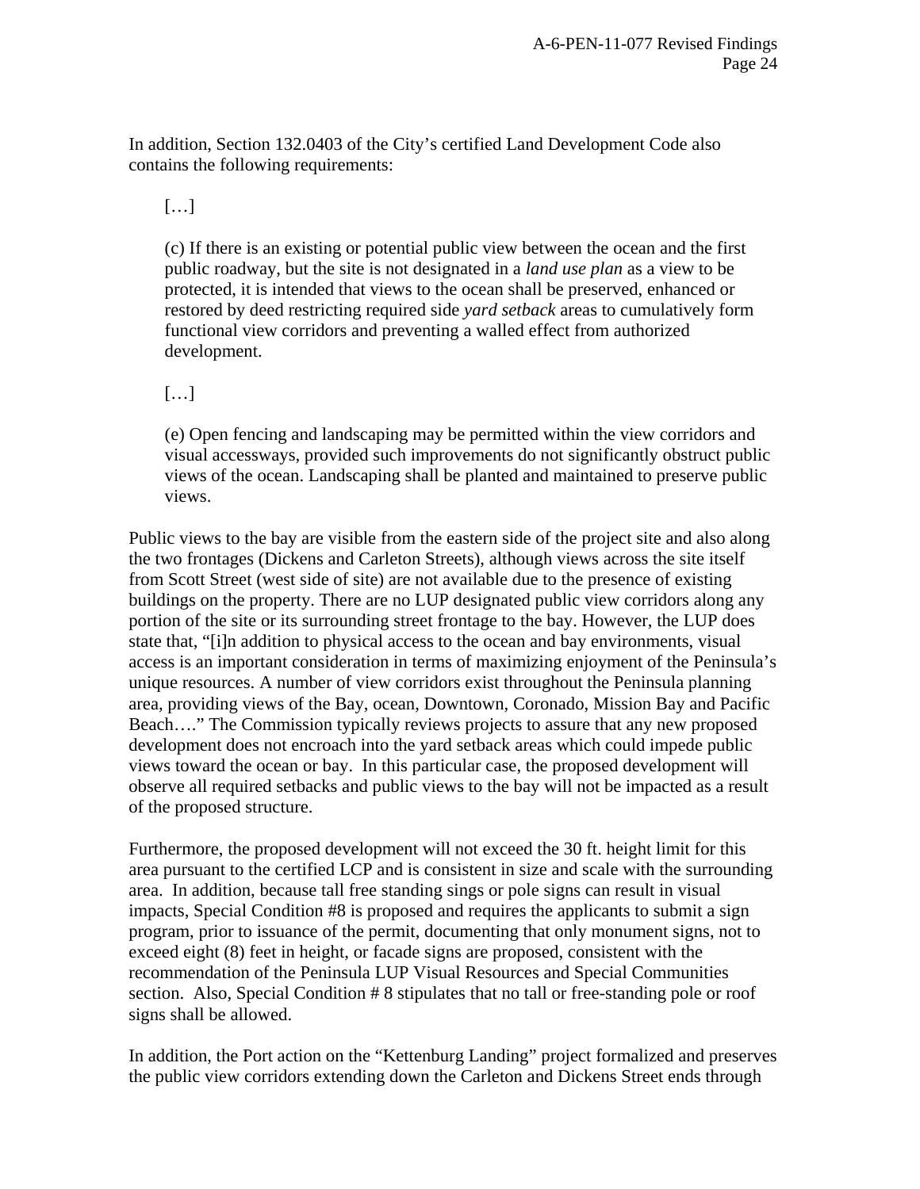In addition, Section 132.0403 of the City's certified Land Development Code also contains the following requirements:

> […]
>
> (c) If there is an existing or potential public view between the ocean and the first public roadway, but the site is not designated in a *land use plan* as a view to be protected, it is intended that views to the ocean shall be preserved, enhanced or restored by deed restricting required side *yard setback* areas to cumulatively form functional view corridors and preventing a walled effect from authorized development.
>
> […]
>
> (e) Open fencing and landscaping may be permitted within the view corridors and visual accessways, provided such improvements do not significantly obstruct public views of the ocean. Landscaping shall be planted and maintained to preserve public views.

Public views to the bay are visible from the eastern side of the project site and also along the two frontages (Dickens and Carleton Streets), although views across the site itself from Scott Street (west side of site) are not available due to the presence of existing buildings on the property. There are no LUP designated public view corridors along any portion of the site or its surrounding street frontage to the bay. However, the LUP does state that, "[i]n addition to physical access to the ocean and bay environments, visual access is an important consideration in terms of maximizing enjoyment of the Peninsula's unique resources. A number of view corridors exist throughout the Peninsula planning area, providing views of the Bay, ocean, Downtown, Coronado, Mission Bay and Pacific Beach…." The Commission typically reviews projects to assure that any new proposed development does not encroach into the yard setback areas which could impede public views toward the ocean or bay. In this particular case, the proposed development will observe all required setbacks and public views to the bay will not be impacted as a result of the proposed structure.

Furthermore, the proposed development will not exceed the 30 ft. height limit for this area pursuant to the certified LCP and is consistent in size and scale with the surrounding area. In addition, because tall free standing sings or pole signs can result in visual impacts, Special Condition #8 is proposed and requires the applicants to submit a sign program, prior to issuance of the permit, documenting that only monument signs, not to exceed eight (8) feet in height, or facade signs are proposed, consistent with the recommendation of the Peninsula LUP Visual Resources and Special Communities section. Also, Special Condition # 8 stipulates that no tall or free-standing pole or roof signs shall be allowed.

In addition, the Port action on the "Kettenburg Landing" project formalized and preserves the public view corridors extending down the Carleton and Dickens Street ends through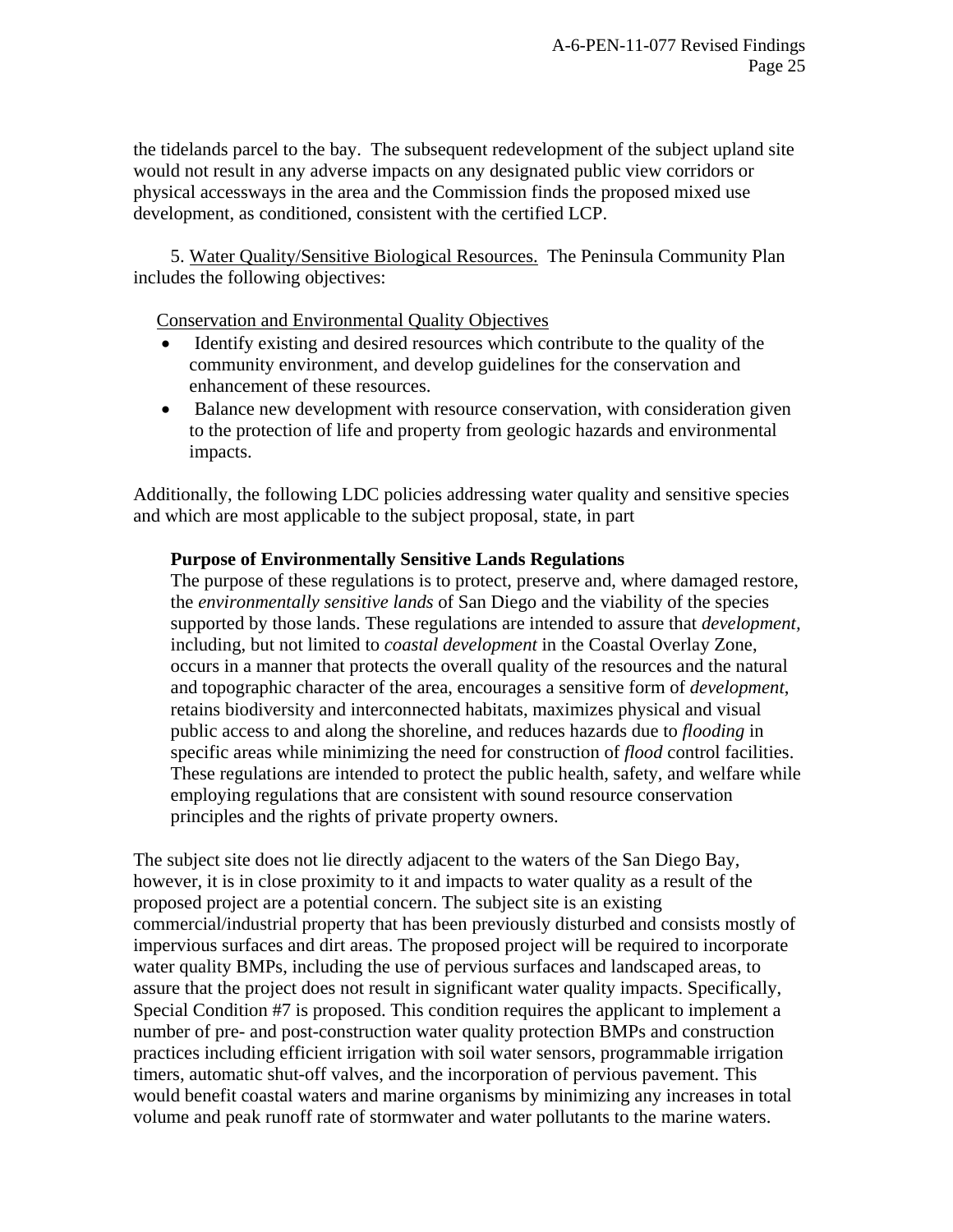the tidelands parcel to the bay. The subsequent redevelopment of the subject upland site would not result in any adverse impacts on any designated public view corridors or physical accessways in the area and the Commission finds the proposed mixed use development, as conditioned, consistent with the certified LCP.

5. Water Quality/Sensitive Biological Resources. The Peninsula Community Plan includes the following objectives:

Conservation and Environmental Quality Objectives

- Identify existing and desired resources which contribute to the quality of the community environment, and develop guidelines for the conservation and enhancement of these resources.
- Balance new development with resource conservation, with consideration given to the protection of life and property from geologic hazards and environmental impacts.

Additionally, the following LDC policies addressing water quality and sensitive species and which are most applicable to the subject proposal, state, in part

> **Purpose of Environmentally Sensitive Lands Regulations**
> The purpose of these regulations is to protect, preserve and, where damaged restore, the *environmentally sensitive lands* of San Diego and the viability of the species supported by those lands. These regulations are intended to assure that *development*, including, but not limited to *coastal development* in the Coastal Overlay Zone, occurs in a manner that protects the overall quality of the resources and the natural and topographic character of the area, encourages a sensitive form of *development*, retains biodiversity and interconnected habitats, maximizes physical and visual public access to and along the shoreline, and reduces hazards due to *flooding* in specific areas while minimizing the need for construction of *flood* control facilities. These regulations are intended to protect the public health, safety, and welfare while employing regulations that are consistent with sound resource conservation principles and the rights of private property owners.

The subject site does not lie directly adjacent to the waters of the San Diego Bay, however, it is in close proximity to it and impacts to water quality as a result of the proposed project are a potential concern. The subject site is an existing commercial/industrial property that has been previously disturbed and consists mostly of impervious surfaces and dirt areas. The proposed project will be required to incorporate water quality BMPs, including the use of pervious surfaces and landscaped areas, to assure that the project does not result in significant water quality impacts. Specifically, Special Condition #7 is proposed. This condition requires the applicant to implement a number of pre- and post-construction water quality protection BMPs and construction practices including efficient irrigation with soil water sensors, programmable irrigation timers, automatic shut-off valves, and the incorporation of pervious pavement. This would benefit coastal waters and marine organisms by minimizing any increases in total volume and peak runoff rate of stormwater and water pollutants to the marine waters.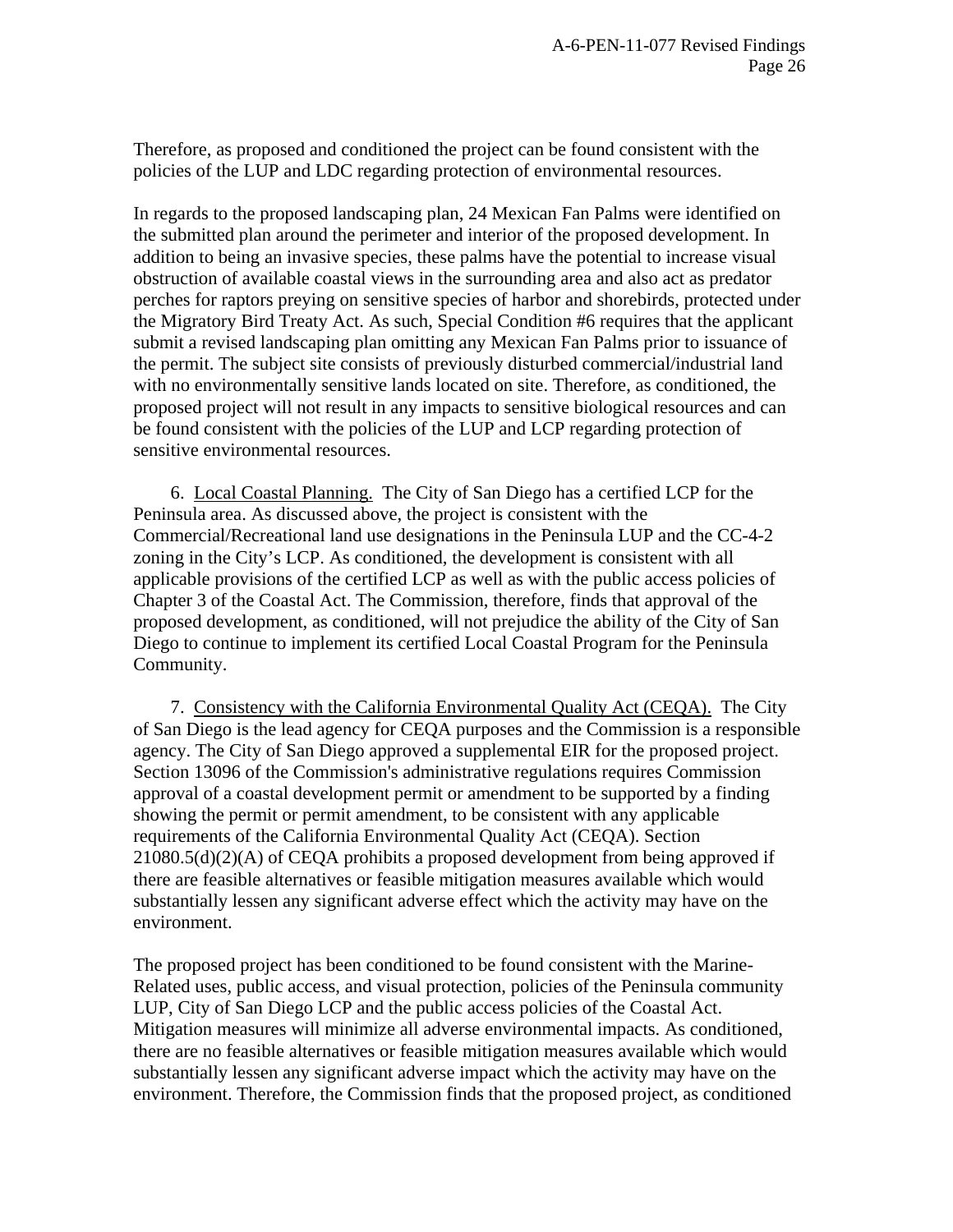Therefore, as proposed and conditioned the project can be found consistent with the policies of the LUP and LDC regarding protection of environmental resources.

In regards to the proposed landscaping plan, 24 Mexican Fan Palms were identified on the submitted plan around the perimeter and interior of the proposed development. In addition to being an invasive species, these palms have the potential to increase visual obstruction of available coastal views in the surrounding area and also act as predator perches for raptors preying on sensitive species of harbor and shorebirds, protected under the Migratory Bird Treaty Act. As such, Special Condition #6 requires that the applicant submit a revised landscaping plan omitting any Mexican Fan Palms prior to issuance of the permit. The subject site consists of previously disturbed commercial/industrial land with no environmentally sensitive lands located on site. Therefore, as conditioned, the proposed project will not result in any impacts to sensitive biological resources and can be found consistent with the policies of the LUP and LCP regarding protection of sensitive environmental resources.

6. Local Coastal Planning. The City of San Diego has a certified LCP for the Peninsula area. As discussed above, the project is consistent with the Commercial/Recreational land use designations in the Peninsula LUP and the CC-4-2 zoning in the City's LCP. As conditioned, the development is consistent with all applicable provisions of the certified LCP as well as with the public access policies of Chapter 3 of the Coastal Act. The Commission, therefore, finds that approval of the proposed development, as conditioned, will not prejudice the ability of the City of San Diego to continue to implement its certified Local Coastal Program for the Peninsula Community.

7. Consistency with the California Environmental Quality Act (CEQA). The City of San Diego is the lead agency for CEQA purposes and the Commission is a responsible agency. The City of San Diego approved a supplemental EIR for the proposed project. Section 13096 of the Commission's administrative regulations requires Commission approval of a coastal development permit or amendment to be supported by a finding showing the permit or permit amendment, to be consistent with any applicable requirements of the California Environmental Quality Act (CEQA). Section 21080.5(d)(2)(A) of CEQA prohibits a proposed development from being approved if there are feasible alternatives or feasible mitigation measures available which would substantially lessen any significant adverse effect which the activity may have on the environment.

The proposed project has been conditioned to be found consistent with the Marine-Related uses, public access, and visual protection, policies of the Peninsula community LUP, City of San Diego LCP and the public access policies of the Coastal Act. Mitigation measures will minimize all adverse environmental impacts. As conditioned, there are no feasible alternatives or feasible mitigation measures available which would substantially lessen any significant adverse impact which the activity may have on the environment. Therefore, the Commission finds that the proposed project, as conditioned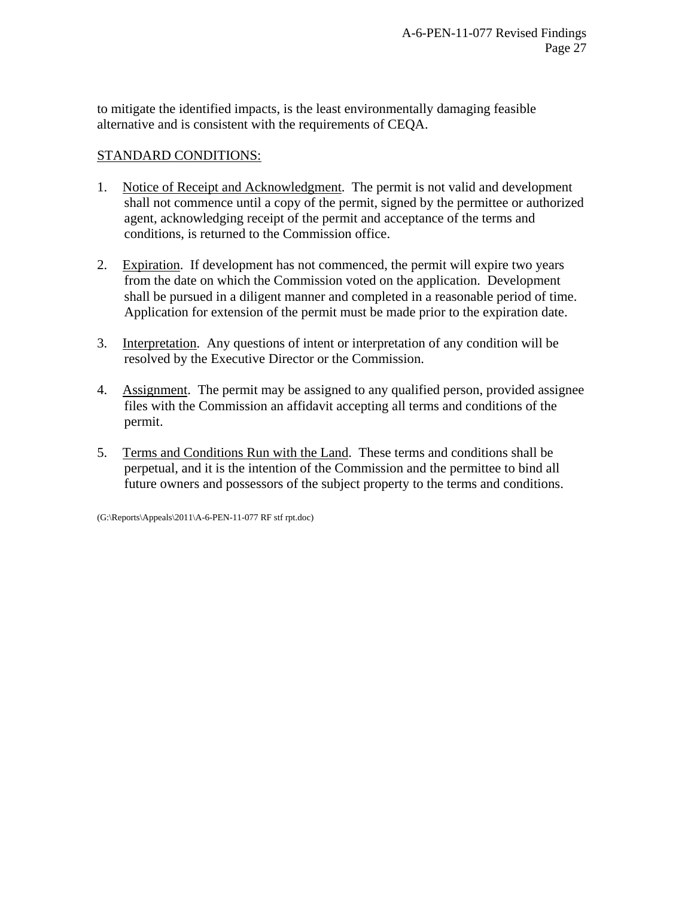to mitigate the identified impacts, is the least environmentally damaging feasible alternative and is consistent with the requirements of CEQA.

STANDARD CONDITIONS:

1. Notice of Receipt and Acknowledgment. The permit is not valid and development shall not commence until a copy of the permit, signed by the permittee or authorized agent, acknowledging receipt of the permit and acceptance of the terms and conditions, is returned to the Commission office.

2. Expiration. If development has not commenced, the permit will expire two years from the date on which the Commission voted on the application. Development shall be pursued in a diligent manner and completed in a reasonable period of time. Application for extension of the permit must be made prior to the expiration date.

3. Interpretation. Any questions of intent or interpretation of any condition will be resolved by the Executive Director or the Commission.

4. Assignment. The permit may be assigned to any qualified person, provided assignee files with the Commission an affidavit accepting all terms and conditions of the permit.

5. Terms and Conditions Run with the Land. These terms and conditions shall be perpetual, and it is the intention of the Commission and the permittee to bind all future owners and possessors of the subject property to the terms and conditions.

(G:\Reports\Appeals\2011\A-6-PEN-11-077 RF stf rpt.doc)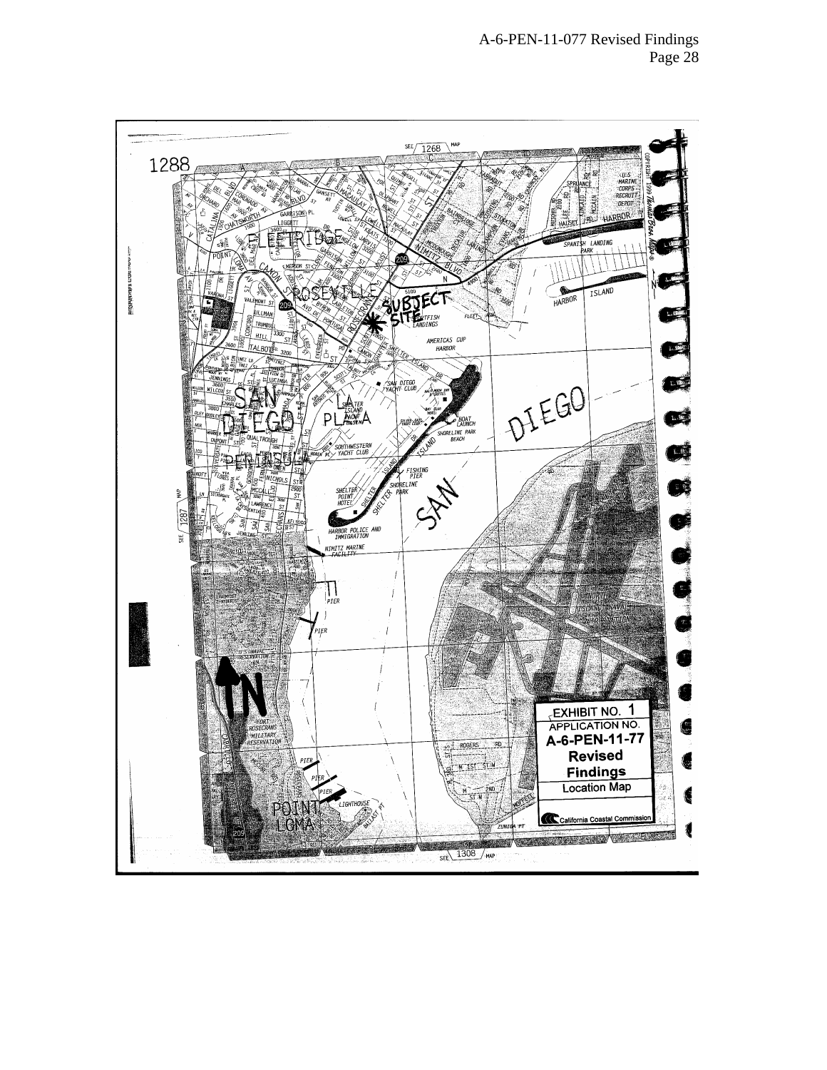EXHIBIT NO. 1

APPLICATION NO.

**A-6-PEN-11-77**

**Revised Findings**

Location Map

California Coastal Commission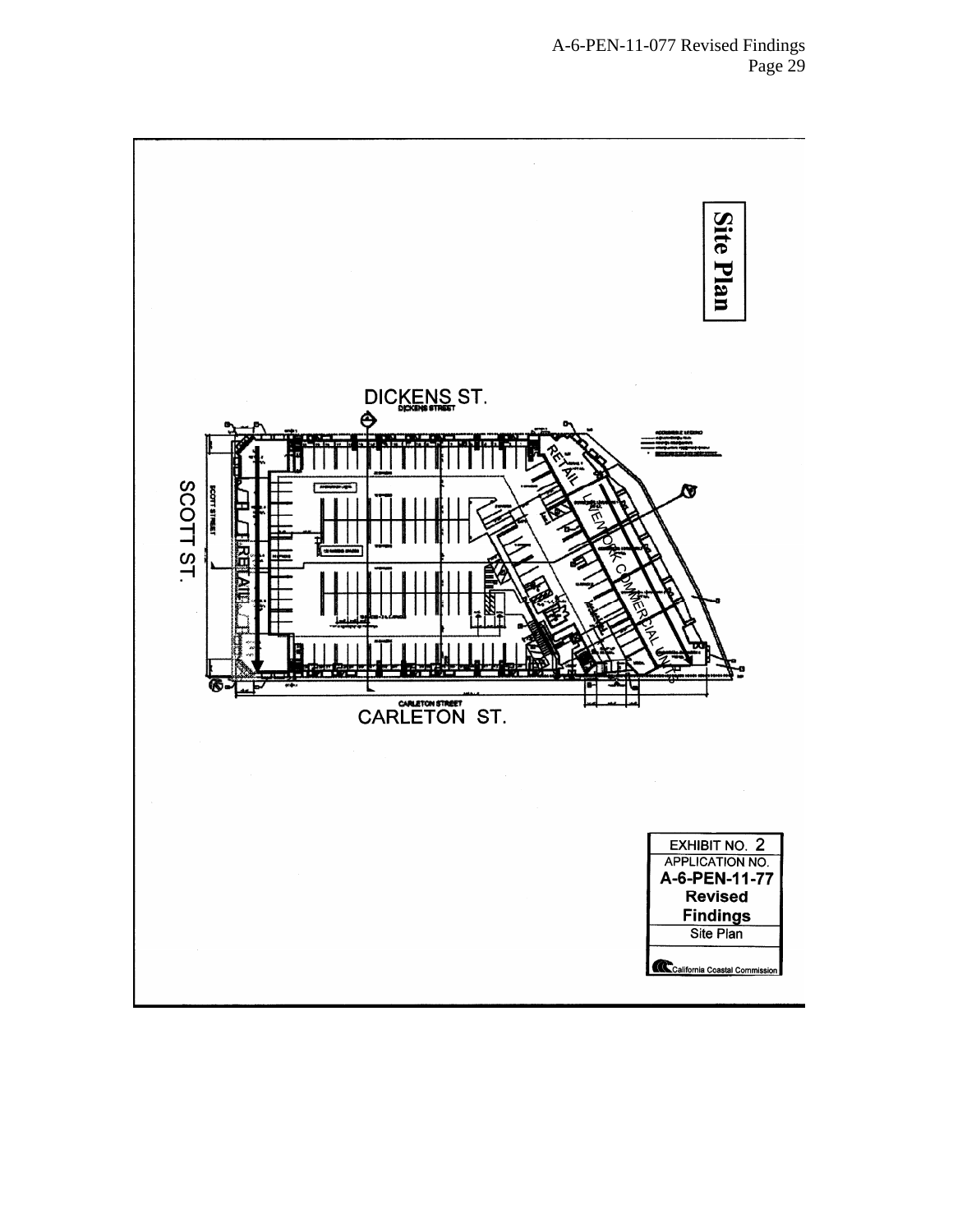**Site Plan**

DICKENS ST.

SCOTT ST.

CARLETON ST.

RETAIL

RETAIL

NEW YORK COMMERCIAL UNITS

EXHIBIT NO. 2
APPLICATION NO.
**A-6-PEN-11-77**
**Revised**
**Findings**
Site Plan

California Coastal Commission